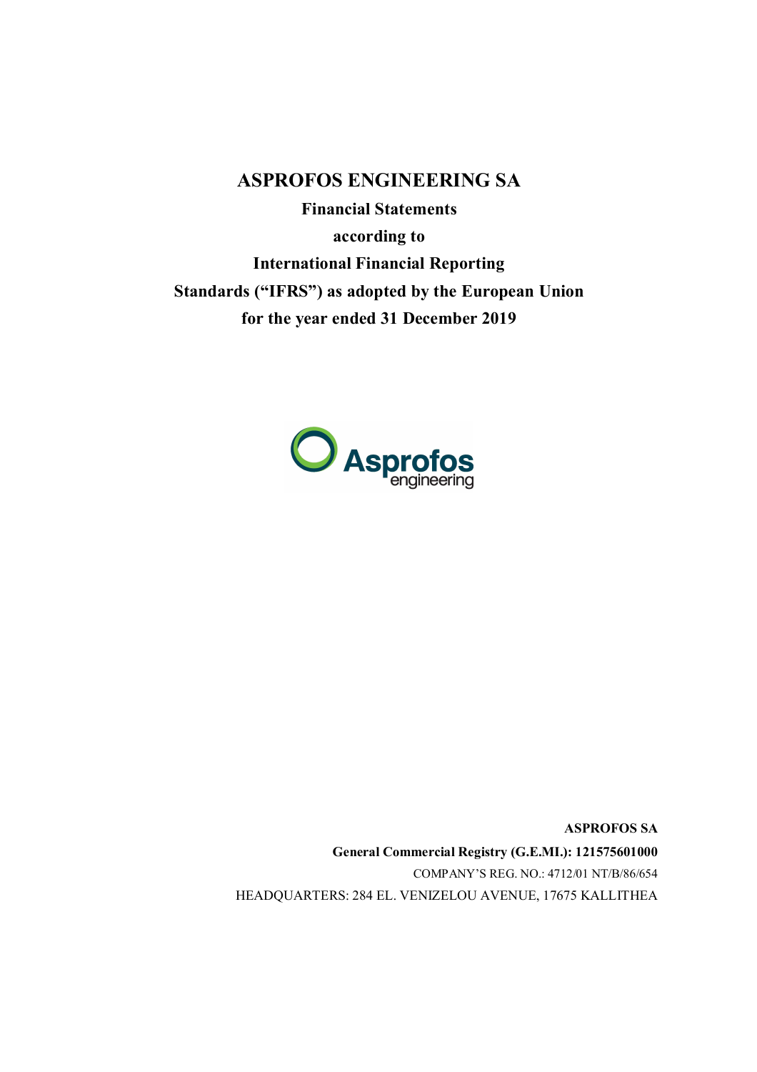# ASPROFOS ENGINEERING SA

**Financial Statements**

**according to**

**International Financial Reporting Standards ("IFRS") as adopted by the European Union**

**for the year ended 31 December 2019**

**ASPROFOS SA**

**General Commercial Registry (G.E.MI.): 121575601000**

COMPANY'S REG. NO.: 4712/01 NT/B/86/654

HEADQUARTERS: 284 EL. VENIZELOU AVENUE, 17675 KALLITHEA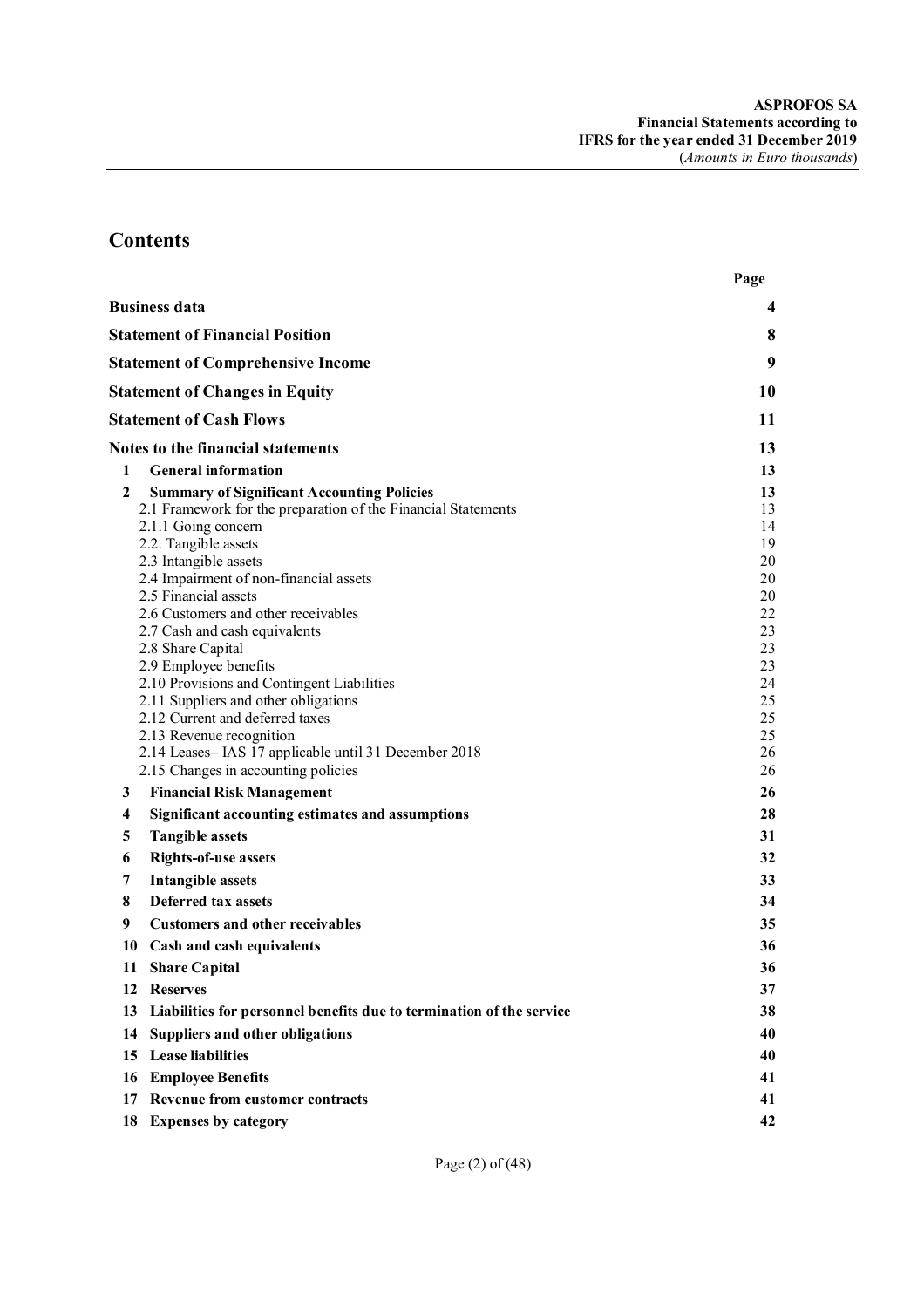# Contents

| | | Page |
|---|---|---|
| **Business data** | | **4** |
| **Statement of Financial Position** | | **8** |
| **Statement of Comprehensive Income** | | **9** |
| **Statement of Changes in Equity** | | **10** |
| **Statement of Cash Flows** | | **11** |
| **Notes to the financial statements** | | **13** |
| **1** | **General information** | **13** |
| **2** | **Summary of Significant Accounting Policies** | **13** |
| | 2.1 Framework for the preparation of the Financial Statements | 13 |
| | 2.1.1 Going concern | 14 |
| | 2.2. Tangible assets | 19 |
| | 2.3 Intangible assets | 20 |
| | 2.4 Impairment of non-financial assets | 20 |
| | 2.5 Financial assets | 20 |
| | 2.6 Customers and other receivables | 22 |
| | 2.7 Cash and cash equivalents | 23 |
| | 2.8 Share Capital | 23 |
| | 2.9 Employee benefits | 23 |
| | 2.10 Provisions and Contingent Liabilities | 24 |
| | 2.11 Suppliers and other obligations | 25 |
| | 2.12 Current and deferred taxes | 25 |
| | 2.13 Revenue recognition | 25 |
| | 2.14 Leases– IAS 17 applicable until 31 December 2018 | 26 |
| | 2.15 Changes in accounting policies | 26 |
| **3** | **Financial Risk Management** | **26** |
| **4** | **Significant accounting estimates and assumptions** | **28** |
| **5** | **Tangible assets** | **31** |
| **6** | **Rights-of-use assets** | **32** |
| **7** | **Intangible assets** | **33** |
| **8** | **Deferred tax assets** | **34** |
| **9** | **Customers and other receivables** | **35** |
| **10** | **Cash and cash equivalents** | **36** |
| **11** | **Share Capital** | **36** |
| **12** | **Reserves** | **37** |
| **13** | **Liabilities for personnel benefits due to termination of the service** | **38** |
| **14** | **Suppliers and other obligations** | **40** |
| **15** | **Lease liabilities** | **40** |
| **16** | **Employee Benefits** | **41** |
| **17** | **Revenue from customer contracts** | **41** |
| **18** | **Expenses by category** | **42** |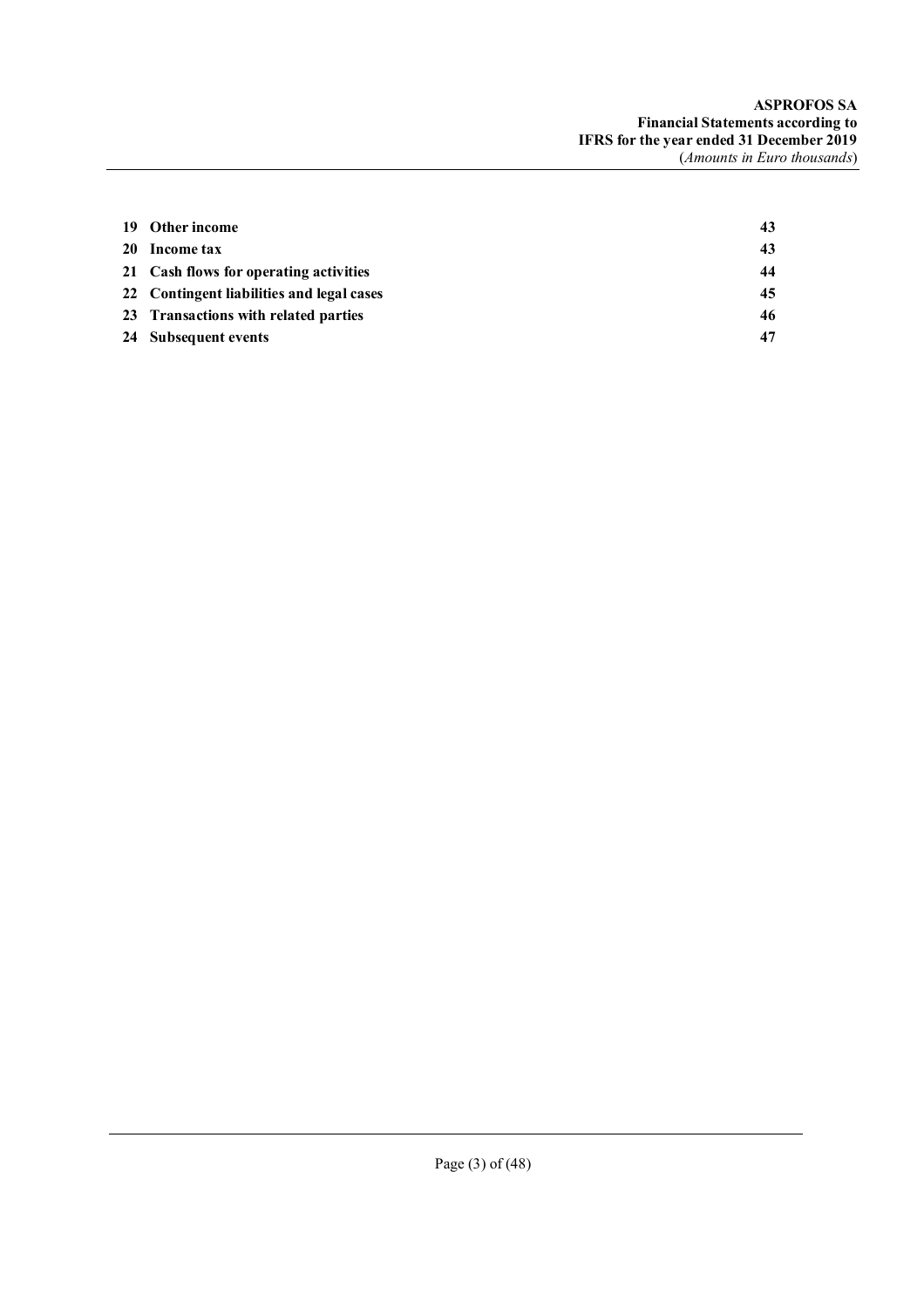| | | |
|---|---|---|
| **19** | **Other income** | **43** |
| **20** | **Income tax** | **43** |
| **21** | **Cash flows for operating activities** | **44** |
| **22** | **Contingent liabilities and legal cases** | **45** |
| **23** | **Transactions with related parties** | **46** |
| **24** | **Subsequent events** | **47** |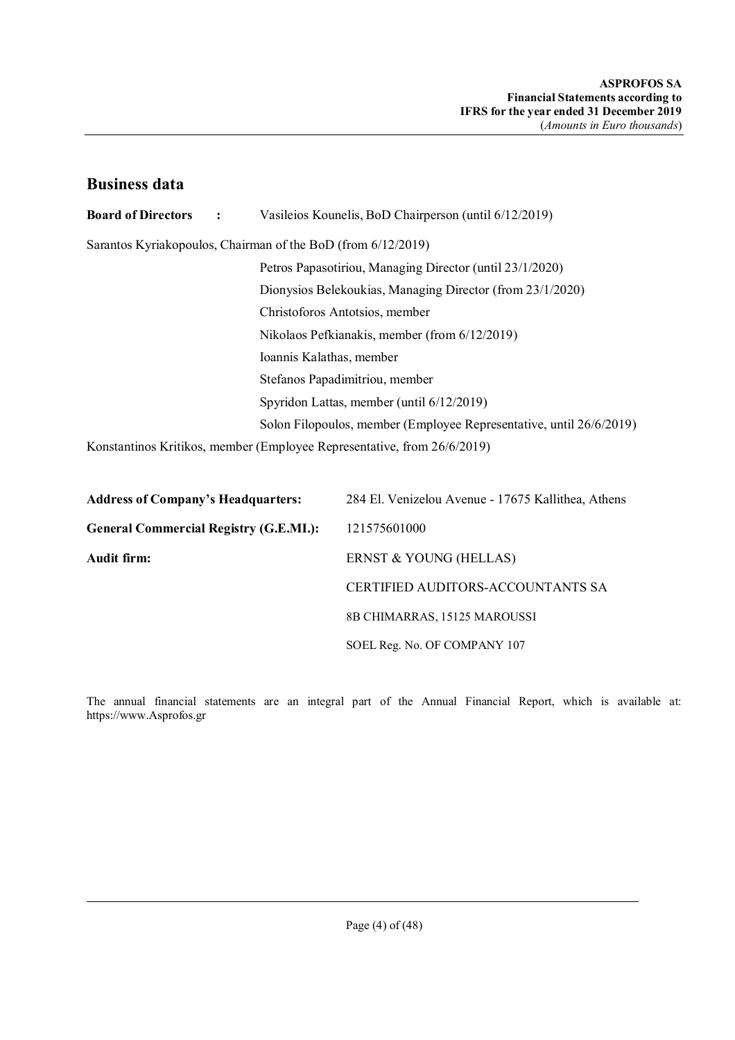## Business data

**Board of Directors :** Vasileios Kounelis, BoD Chairperson (until 6/12/2019)

Sarantos Kyriakopoulos, Chairman of the BoD (from 6/12/2019)

Petros Papasotiriou, Managing Director (until 23/1/2020)

Dionysios Belekoukias, Managing Director (from 23/1/2020)

Christoforos Antotsios, member

Nikolaos Pefkianakis, member (from 6/12/2019)

Ioannis Kalathas, member

Stefanos Papadimitriou, member

Spyridon Lattas, member (until 6/12/2019)

Solon Filopoulos, member (Employee Representative, until 26/6/2019)

Konstantinos Kritikos, member (Employee Representative, from 26/6/2019)

**Address of Company's Headquarters:** 284 El. Venizelou Avenue - 17675 Kallithea, Athens

**General Commercial Registry (G.E.MI.):** 121575601000

**Audit firm:** ERNST & YOUNG (HELLAS)

CERTIFIED AUDITORS-ACCOUNTANTS SA

8B CHIMARRAS, 15125 MAROUSSI

SOEL Reg. No. OF COMPANY 107

The annual financial statements are an integral part of the Annual Financial Report, which is available at: https://www.Asprofos.gr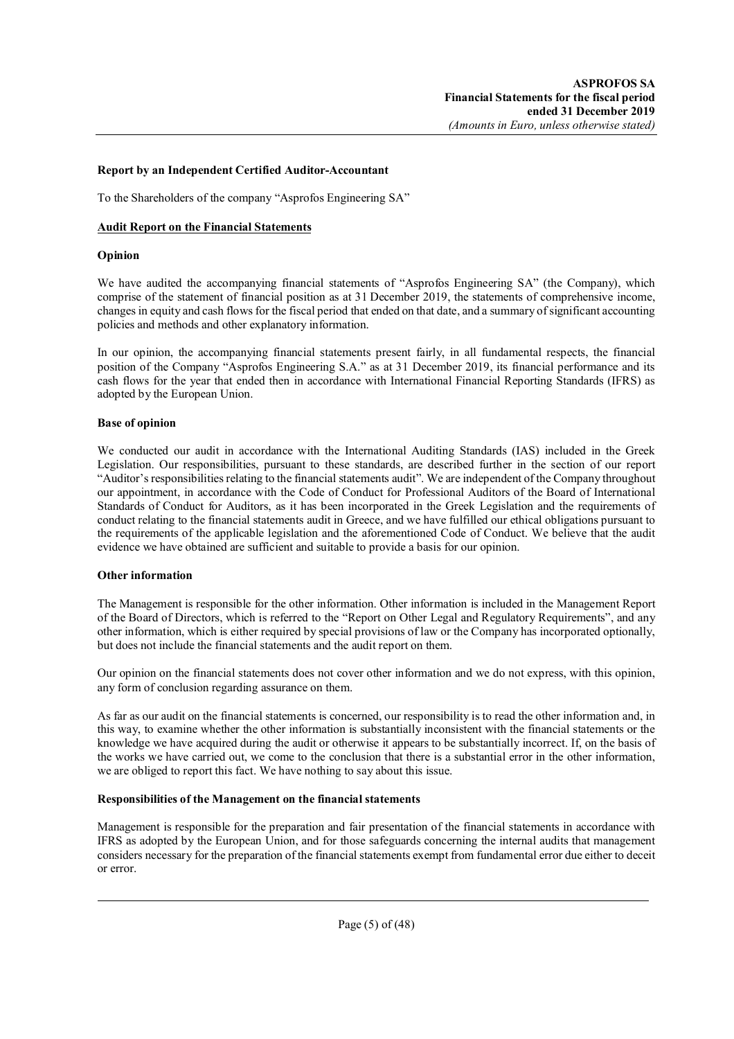**Report by an Independent Certified Auditor-Accountant**

To the Shareholders of the company "Asprofos Engineering SA"

**Audit Report on the Financial Statements**

**Opinion**

We have audited the accompanying financial statements of "Asprofos Engineering SA" (the Company), which comprise of the statement of financial position as at 31 December 2019, the statements of comprehensive income, changes in equity and cash flows for the fiscal period that ended on that date, and a summary of significant accounting policies and methods and other explanatory information.

In our opinion, the accompanying financial statements present fairly, in all fundamental respects, the financial position of the Company "Asprofos Engineering S.A." as at 31 December 2019, its financial performance and its cash flows for the year that ended then in accordance with International Financial Reporting Standards (IFRS) as adopted by the European Union.

**Base of opinion**

We conducted our audit in accordance with the International Auditing Standards (IAS) included in the Greek Legislation. Our responsibilities, pursuant to these standards, are described further in the section of our report "Auditor's responsibilities relating to the financial statements audit". We are independent of the Company throughout our appointment, in accordance with the Code of Conduct for Professional Auditors of the Board of International Standards of Conduct for Auditors, as it has been incorporated in the Greek Legislation and the requirements of conduct relating to the financial statements audit in Greece, and we have fulfilled our ethical obligations pursuant to the requirements of the applicable legislation and the aforementioned Code of Conduct. We believe that the audit evidence we have obtained are sufficient and suitable to provide a basis for our opinion.

**Other information**

The Management is responsible for the other information. Other information is included in the Management Report of the Board of Directors, which is referred to the "Report on Other Legal and Regulatory Requirements", and any other information, which is either required by special provisions of law or the Company has incorporated optionally, but does not include the financial statements and the audit report on them.

Our opinion on the financial statements does not cover other information and we do not express, with this opinion, any form of conclusion regarding assurance on them.

As far as our audit on the financial statements is concerned, our responsibility is to read the other information and, in this way, to examine whether the other information is substantially inconsistent with the financial statements or the knowledge we have acquired during the audit or otherwise it appears to be substantially incorrect. If, on the basis of the works we have carried out, we come to the conclusion that there is a substantial error in the other information, we are obliged to report this fact. We have nothing to say about this issue.

**Responsibilities of the Management on the financial statements**

Management is responsible for the preparation and fair presentation of the financial statements in accordance with IFRS as adopted by the European Union, and for those safeguards concerning the internal audits that management considers necessary for the preparation of the financial statements exempt from fundamental error due either to deceit or error.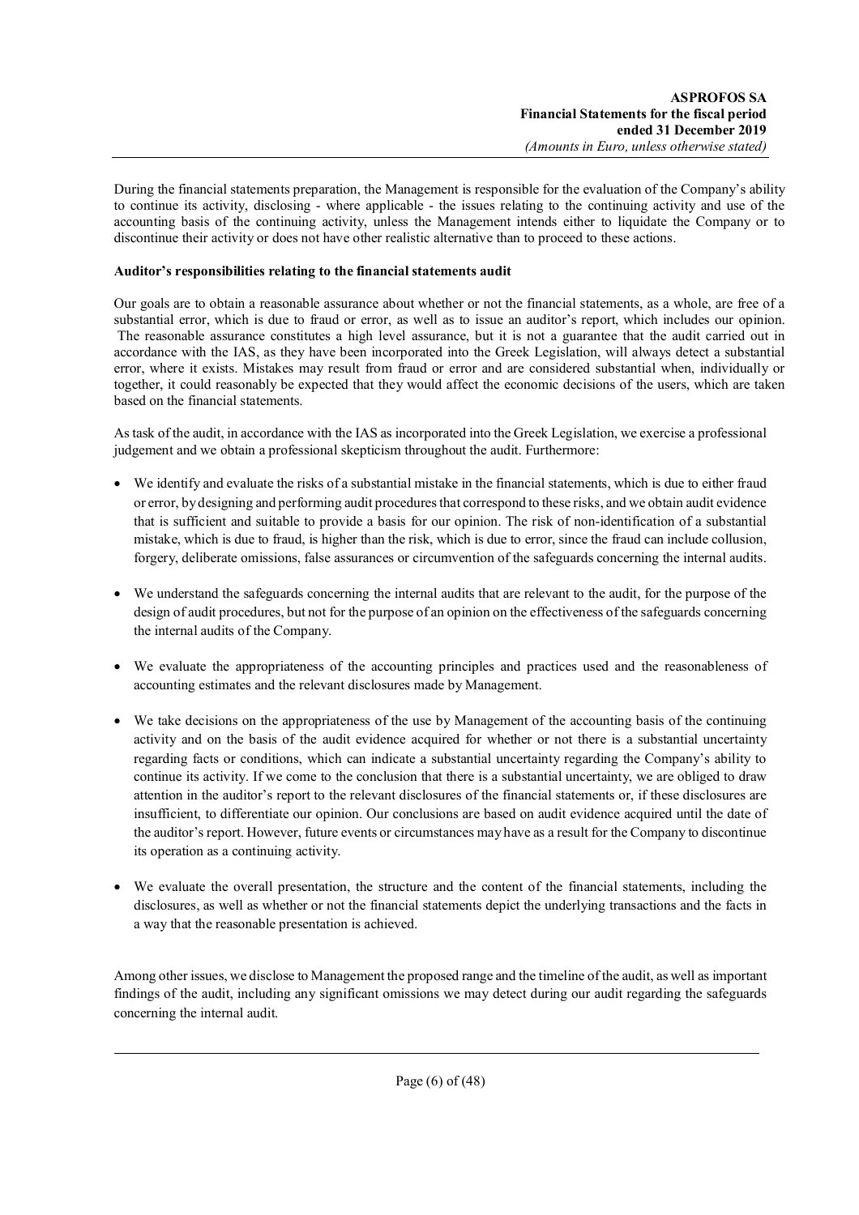During the financial statements preparation, the Management is responsible for the evaluation of the Company's ability to continue its activity, disclosing - where applicable - the issues relating to the continuing activity and use of the accounting basis of the continuing activity, unless the Management intends either to liquidate the Company or to discontinue their activity or does not have other realistic alternative than to proceed to these actions.

**Auditor's responsibilities relating to the financial statements audit**

Our goals are to obtain a reasonable assurance about whether or not the financial statements, as a whole, are free of a substantial error, which is due to fraud or error, as well as to issue an auditor's report, which includes our opinion. The reasonable assurance constitutes a high level assurance, but it is not a guarantee that the audit carried out in accordance with the IAS, as they have been incorporated into the Greek Legislation, will always detect a substantial error, where it exists. Mistakes may result from fraud or error and are considered substantial when, individually or together, it could reasonably be expected that they would affect the economic decisions of the users, which are taken based on the financial statements.

As task of the audit, in accordance with the IAS as incorporated into the Greek Legislation, we exercise a professional judgement and we obtain a professional skepticism throughout the audit. Furthermore:

- We identify and evaluate the risks of a substantial mistake in the financial statements, which is due to either fraud or error, by designing and performing audit procedures that correspond to these risks, and we obtain audit evidence that is sufficient and suitable to provide a basis for our opinion. The risk of non-identification of a substantial mistake, which is due to fraud, is higher than the risk, which is due to error, since the fraud can include collusion, forgery, deliberate omissions, false assurances or circumvention of the safeguards concerning the internal audits.

- We understand the safeguards concerning the internal audits that are relevant to the audit, for the purpose of the design of audit procedures, but not for the purpose of an opinion on the effectiveness of the safeguards concerning the internal audits of the Company.

- We evaluate the appropriateness of the accounting principles and practices used and the reasonableness of accounting estimates and the relevant disclosures made by Management.

- We take decisions on the appropriateness of the use by Management of the accounting basis of the continuing activity and on the basis of the audit evidence acquired for whether or not there is a substantial uncertainty regarding facts or conditions, which can indicate a substantial uncertainty regarding the Company's ability to continue its activity. If we come to the conclusion that there is a substantial uncertainty, we are obliged to draw attention in the auditor's report to the relevant disclosures of the financial statements or, if these disclosures are insufficient, to differentiate our opinion. Our conclusions are based on audit evidence acquired until the date of the auditor's report. However, future events or circumstances may have as a result for the Company to discontinue its operation as a continuing activity.

- We evaluate the overall presentation, the structure and the content of the financial statements, including the disclosures, as well as whether or not the financial statements depict the underlying transactions and the facts in a way that the reasonable presentation is achieved.

Among other issues, we disclose to Management the proposed range and the timeline of the audit, as well as important findings of the audit, including any significant omissions we may detect during our audit regarding the safeguards concerning the internal audit.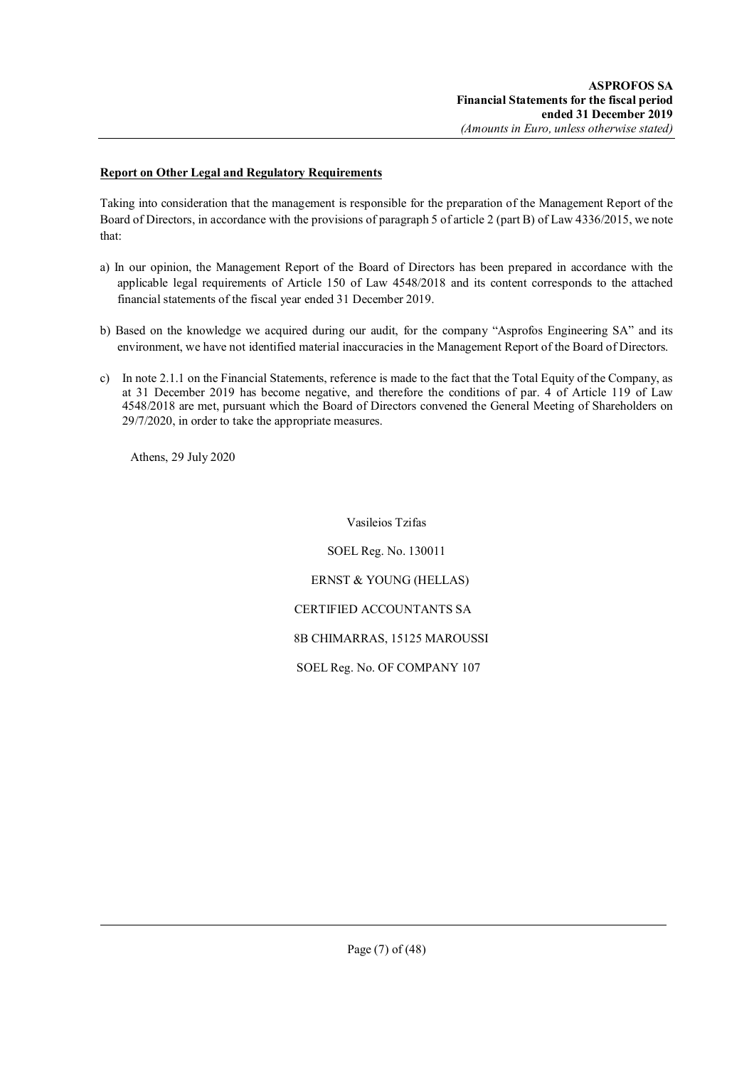**Report on Other Legal and Regulatory Requirements**

Taking into consideration that the management is responsible for the preparation of the Management Report of the Board of Directors, in accordance with the provisions of paragraph 5 of article 2 (part B) of Law 4336/2015, we note that:

a) In our opinion, the Management Report of the Board of Directors has been prepared in accordance with the applicable legal requirements of Article 150 of Law 4548/2018 and its content corresponds to the attached financial statements of the fiscal year ended 31 December 2019.

b) Based on the knowledge we acquired during our audit, for the company "Asprofos Engineering SA" and its environment, we have not identified material inaccuracies in the Management Report of the Board of Directors.

c) In note 2.1.1 on the Financial Statements, reference is made to the fact that the Total Equity of the Company, as at 31 December 2019 has become negative, and therefore the conditions of par. 4 of Article 119 of Law 4548/2018 are met, pursuant which the Board of Directors convened the General Meeting of Shareholders on 29/7/2020, in order to take the appropriate measures.

Athens, 29 July 2020

Vasileios Tzifas

SOEL Reg. No. 130011

ERNST & YOUNG (HELLAS)

CERTIFIED ACCOUNTANTS SA

8B CHIMARRAS, 15125 MAROUSSI

SOEL Reg. No. OF COMPANY 107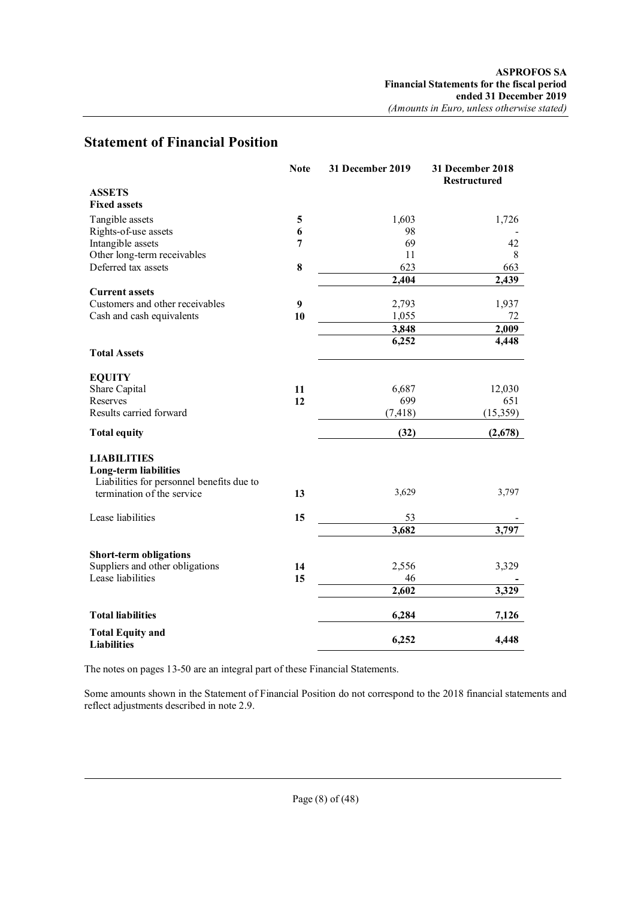## Statement of Financial Position

| | Note | 31 December 2019 | 31 December 2018 Restructured |
|---|---|---|---|
| **ASSETS** | | | |
| **Fixed assets** | | | |
| Tangible assets | **5** | 1,603 | 1,726 |
| Rights-of-use assets | **6** | 98 | - |
| Intangible assets | **7** | 69 | 42 |
| Other long-term receivables | | 11 | 8 |
| Deferred tax assets | **8** | 623 | 663 |
| | | **2,404** | **2,439** |
| **Current assets** | | | |
| Customers and other receivables | **9** | 2,793 | 1,937 |
| Cash and cash equivalents | **10** | 1,055 | 72 |
| | | **3,848** | **2,009** |
| **Total Assets** | | **6,252** | **4,448** |
| **EQUITY** | | | |
| Share Capital | **11** | 6,687 | 12,030 |
| Reserves | **12** | 699 | 651 |
| Results carried forward | | (7,418) | (15,359) |
| **Total equity** | | **(32)** | **(2,678)** |
| **LIABILITIES** | | | |
| **Long-term liabilities** | | | |
| Liabilities for personnel benefits due to termination of the service | **13** | 3,629 | 3,797 |
| Lease liabilities | **15** | 53 | - |
| | | **3,682** | **3,797** |
| **Short-term obligations** | | | |
| Suppliers and other obligations | **14** | 2,556 | 3,329 |
| Lease liabilities | **15** | 46 | **-** |
| | | **2,602** | **3,329** |
| **Total liabilities** | | **6,284** | **7,126** |
| **Total Equity and Liabilities** | | **6,252** | **4,448** |

The notes on pages 13-50 are an integral part of these Financial Statements.

Some amounts shown in the Statement of Financial Position do not correspond to the 2018 financial statements and reflect adjustments described in note 2.9.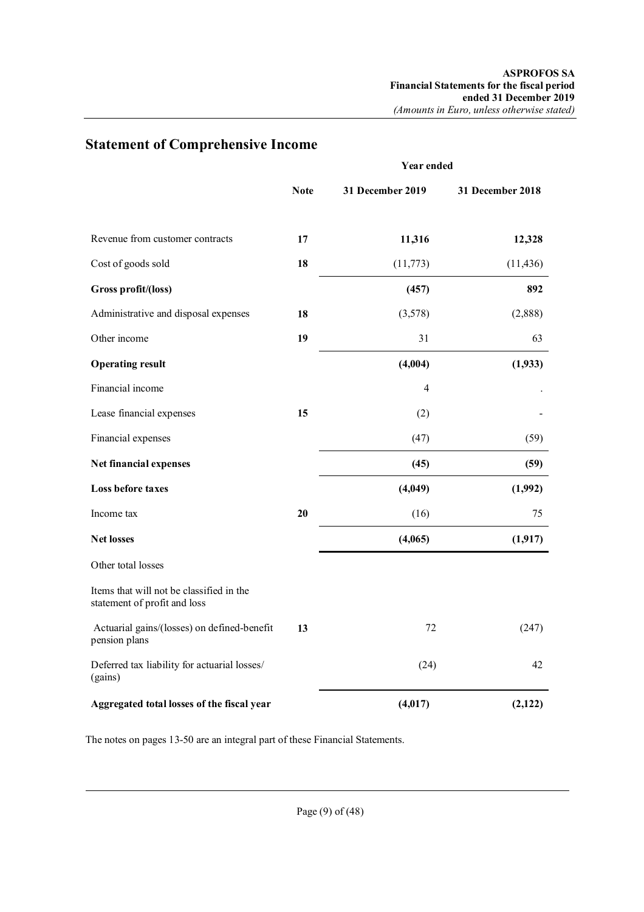## Statement of Comprehensive Income

| | Note | Year ended 31 December 2019 | 31 December 2018 |
|---|---|---|---|
| Revenue from customer contracts | **17** | **11,316** | **12,328** |
| Cost of goods sold | **18** | (11,773) | (11,436) |
| **Gross profit/(loss)** | | **(457)** | **892** |
| Administrative and disposal expenses | **18** | (3,578) | (2,888) |
| Other income | **19** | 31 | 63 |
| **Operating result** | | **(4,004)** | **(1,933)** |
| Financial income | | 4 | . |
| Lease financial expenses | **15** | (2) | - |
| Financial expenses | | (47) | (59) |
| **Net financial expenses** | | **(45)** | **(59)** |
| **Loss before taxes** | | **(4,049)** | **(1,992)** |
| Income tax | **20** | (16) | 75 |
| **Net losses** | | **(4,065)** | **(1,917)** |
| Other total losses | | | |
| Items that will not be classified in the statement of profit and loss | | | |
| Actuarial gains/(losses) on defined-benefit pension plans | **13** | 72 | (247) |
| Deferred tax liability for actuarial losses/ (gains) | | (24) | 42 |
| **Aggregated total losses of the fiscal year** | | **(4,017)** | **(2,122)** |

The notes on pages 13-50 are an integral part of these Financial Statements.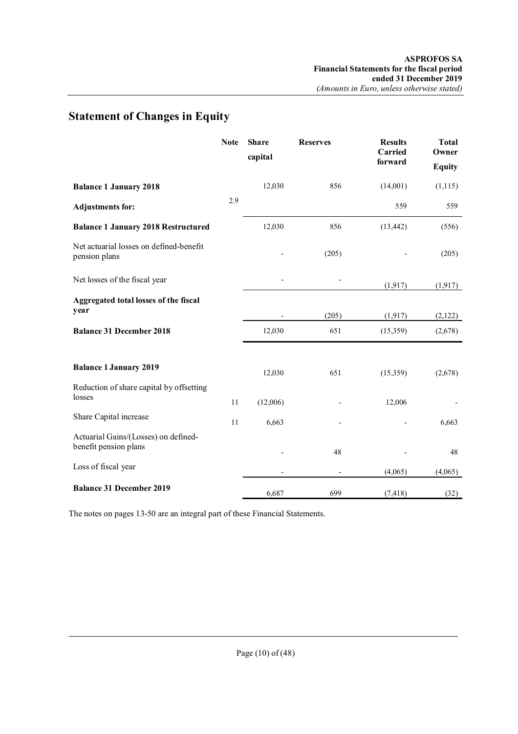## Statement of Changes in Equity

| | Note | Share capital | Reserves | Results Carried forward | Total Owner Equity |
|---|---|---|---|---|---|
| **Balance 1 January 2018** | | 12,030 | 856 | (14,001) | (1,115) |
| **Adjustments for:** | 2.9 | | | 559 | 559 |
| **Balance 1 January 2018 Restructured** | | 12,030 | 856 | (13,442) | (556) |
| Net actuarial losses on defined-benefit pension plans | | - | (205) | - | (205) |
| Net losses of the fiscal year | | - | - | (1,917) | (1,917) |
| **Aggregated total losses of the fiscal year** | | - | (205) | (1,917) | (2,122) |
| **Balance 31 December 2018** | | 12,030 | 651 | (15,359) | (2,678) |
| | | | | | |
| **Balance 1 January 2019** | | 12,030 | 651 | (15,359) | (2,678) |
| Reduction of share capital by offsetting losses | 11 | (12,006) | - | 12,006 | - |
| Share Capital increase | 11 | 6,663 | - | - | 6,663 |
| Actuarial Gains/(Losses) on defined-benefit pension plans | | - | 48 | - | 48 |
| Loss of fiscal year | | - | - | (4,065) | (4,065) |
| **Balance 31 December 2019** | | 6,687 | 699 | (7,418) | (32) |

The notes on pages 13-50 are an integral part of these Financial Statements.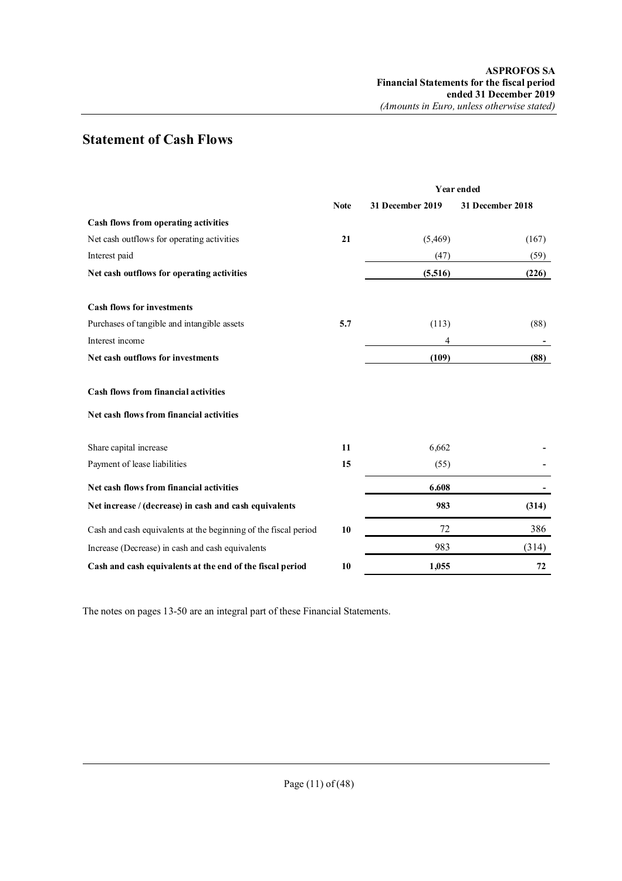## Statement of Cash Flows

| | Note | Year ended 31 December 2019 | 31 December 2018 |
|---|---|---|---|
| **Cash flows from operating activities** | | | |
| Net cash outflows for operating activities | **21** | (5,469) | (167) |
| Interest paid | | (47) | (59) |
| **Net cash outflows for operating activities** | | **(5,516)** | **(226)** |
| | | | |
| **Cash flows for investments** | | | |
| Purchases of tangible and intangible assets | **5.7** | (113) | (88) |
| Interest income | | 4 | - |
| **Net cash outflows for investments** | | **(109)** | **(88)** |
| | | | |
| **Cash flows from financial activities** | | | |
| **Net cash flows from financial activities** | | | |
| | | | |
| Share capital increase | **11** | 6,662 | - |
| Payment of lease liabilities | **15** | (55) | - |
| **Net cash flows from financial activities** | | **6.608** | **-** |
| **Net increase / (decrease) in cash and cash equivalents** | | **983** | **(314)** |
| Cash and cash equivalents at the beginning of the fiscal period | **10** | 72 | 386 |
| Increase (Decrease) in cash and cash equivalents | | 983 | (314) |
| **Cash and cash equivalents at the end of the fiscal period** | **10** | **1,055** | **72** |

The notes on pages 13-50 are an integral part of these Financial Statements.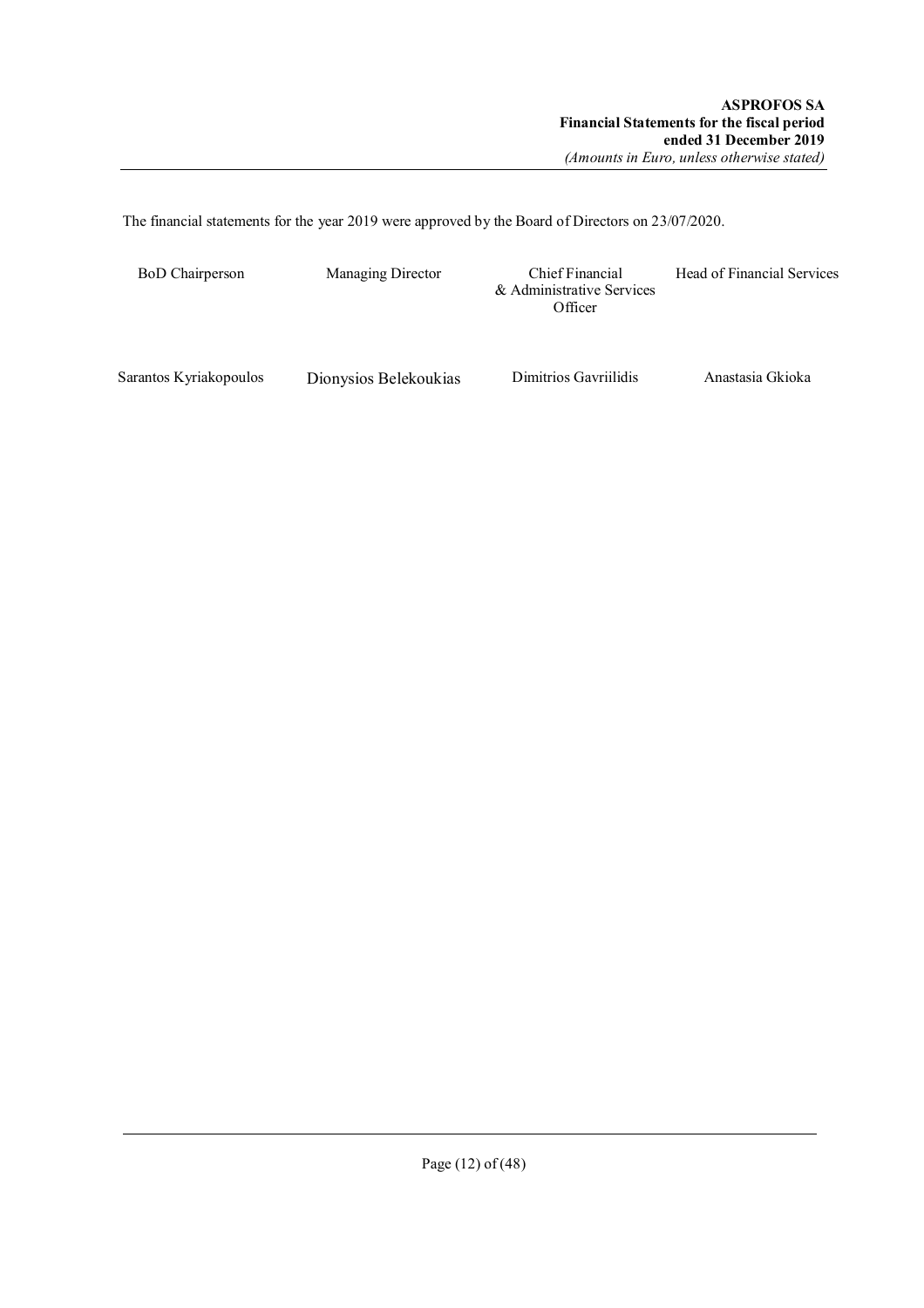The financial statements for the year 2019 were approved by the Board of Directors on 23/07/2020.

| BoD Chairperson | Managing Director | Chief Financial & Administrative Services Officer | Head of Financial Services |
|---|---|---|---|
| Sarantos Kyriakopoulos | Dionysios Belekoukias | Dimitrios Gavriilidis | Anastasia Gkioka |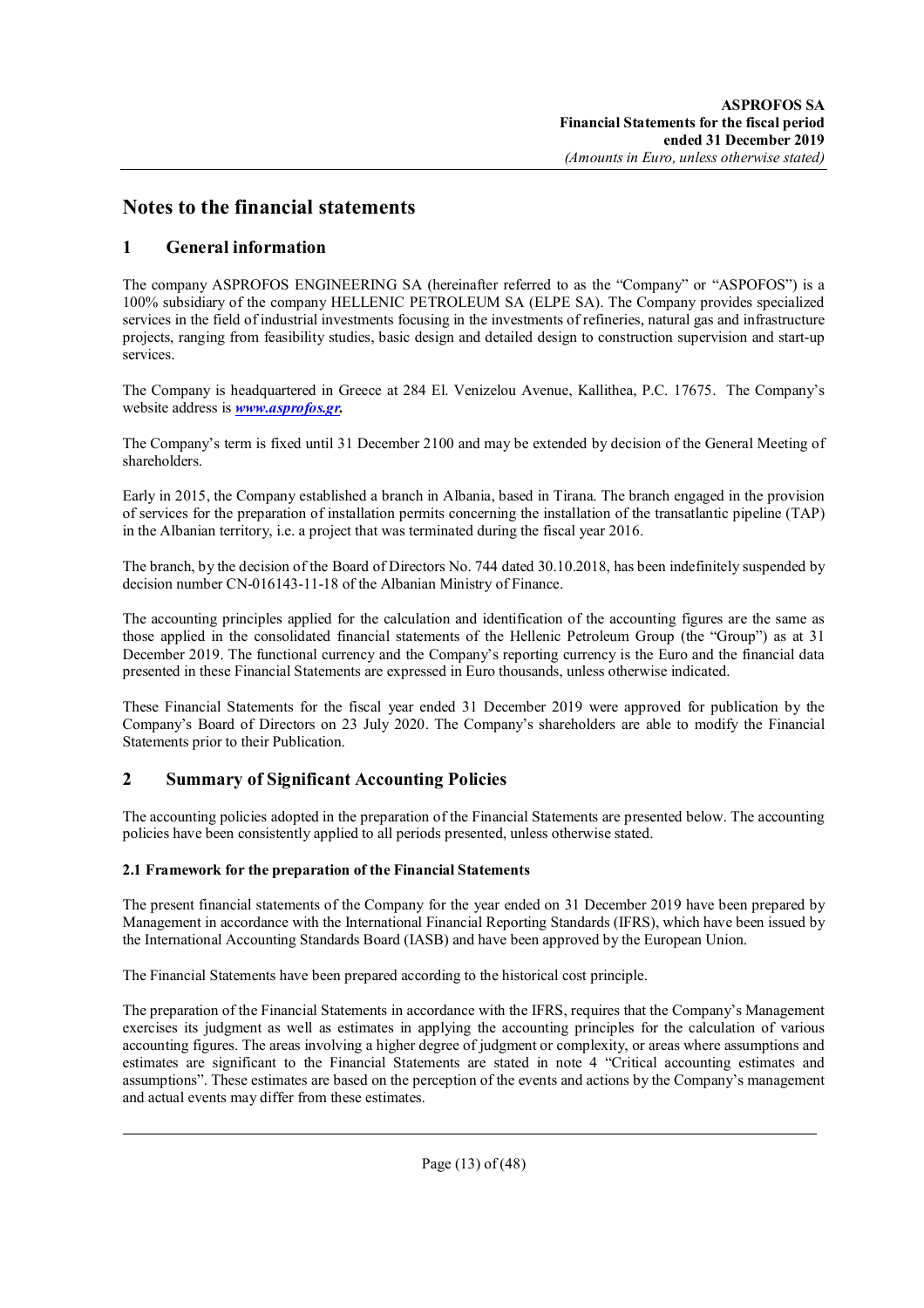# Notes to the financial statements

## 1 General information

The company ASPROFOS ENGINEERING SA (hereinafter referred to as the "Company" or "ASPOFOS") is a 100% subsidiary of the company HELLENIC PETROLEUM SA (ELPE SA). The Company provides specialized services in the field of industrial investments focusing in the investments of refineries, natural gas and infrastructure projects, ranging from feasibility studies, basic design and detailed design to construction supervision and start-up services.

The Company is headquartered in Greece at 284 El. Venizelou Avenue, Kallithea, P.C. 17675. The Company's website address is ***www.asprofos.gr***.

The Company's term is fixed until 31 December 2100 and may be extended by decision of the General Meeting of shareholders.

Early in 2015, the Company established a branch in Albania, based in Tirana. The branch engaged in the provision of services for the preparation of installation permits concerning the installation of the transatlantic pipeline (TAP) in the Albanian territory, i.e. a project that was terminated during the fiscal year 2016.

The branch, by the decision of the Board of Directors No. 744 dated 30.10.2018, has been indefinitely suspended by decision number CN-016143-11-18 of the Albanian Ministry of Finance.

The accounting principles applied for the calculation and identification of the accounting figures are the same as those applied in the consolidated financial statements of the Hellenic Petroleum Group (the "Group") as at 31 December 2019. The functional currency and the Company's reporting currency is the Euro and the financial data presented in these Financial Statements are expressed in Euro thousands, unless otherwise indicated.

These Financial Statements for the fiscal year ended 31 December 2019 were approved for publication by the Company's Board of Directors on 23 July 2020. The Company's shareholders are able to modify the Financial Statements prior to their Publication.

## 2 Summary of Significant Accounting Policies

The accounting policies adopted in the preparation of the Financial Statements are presented below. The accounting policies have been consistently applied to all periods presented, unless otherwise stated.

### 2.1 Framework for the preparation of the Financial Statements

The present financial statements of the Company for the year ended on 31 December 2019 have been prepared by Management in accordance with the International Financial Reporting Standards (IFRS), which have been issued by the International Accounting Standards Board (IASB) and have been approved by the European Union.

The Financial Statements have been prepared according to the historical cost principle.

The preparation of the Financial Statements in accordance with the IFRS, requires that the Company's Management exercises its judgment as well as estimates in applying the accounting principles for the calculation of various accounting figures. The areas involving a higher degree of judgment or complexity, or areas where assumptions and estimates are significant to the Financial Statements are stated in note 4 "Critical accounting estimates and assumptions". These estimates are based on the perception of the events and actions by the Company's management and actual events may differ from these estimates.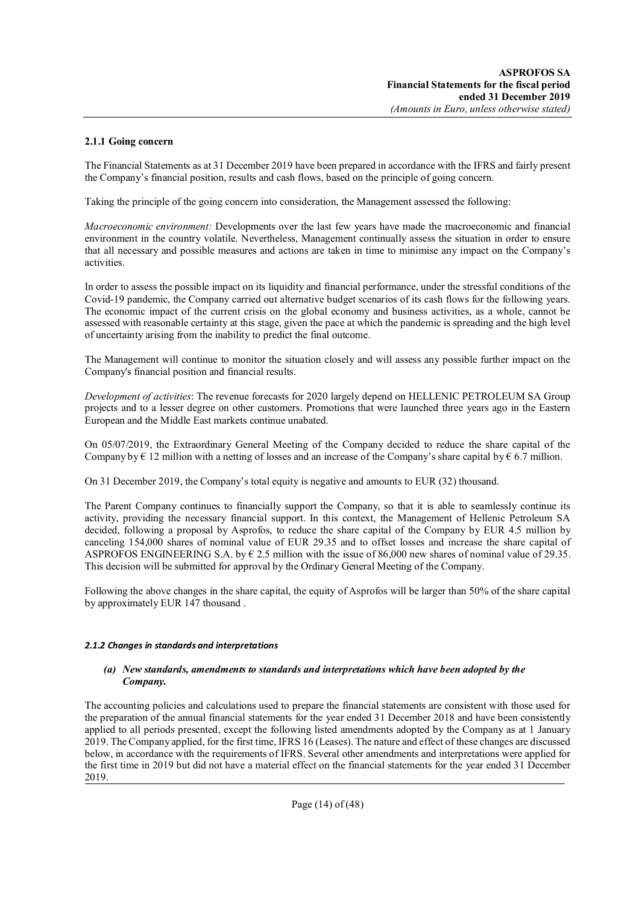### 2.1.1 Going concern

The Financial Statements as at 31 December 2019 have been prepared in accordance with the IFRS and fairly present the Company's financial position, results and cash flows, based on the principle of going concern.

Taking the principle of the going concern into consideration, the Management assessed the following:

*Macroeconomic environment:* Developments over the last few years have made the macroeconomic and financial environment in the country volatile. Nevertheless, Management continually assess the situation in order to ensure that all necessary and possible measures and actions are taken in time to minimise any impact on the Company's activities.

In order to assess the possible impact on its liquidity and financial performance, under the stressful conditions of the Covid-19 pandemic, the Company carried out alternative budget scenarios of its cash flows for the following years. The economic impact of the current crisis on the global economy and business activities, as a whole, cannot be assessed with reasonable certainty at this stage, given the pace at which the pandemic is spreading and the high level of uncertainty arising from the inability to predict the final outcome.

The Management will continue to monitor the situation closely and will assess any possible further impact on the Company's financial position and financial results.

*Development of activities*: The revenue forecasts for 2020 largely depend on HELLENIC PETROLEUM SA Group projects and to a lesser degree on other customers. Promotions that were launched three years ago in the Eastern European and the Middle East markets continue unabated.

On 05/07/2019, the Extraordinary General Meeting of the Company decided to reduce the share capital of the Company by € 12 million with a netting of losses and an increase of the Company's share capital by € 6.7 million.

On 31 December 2019, the Company's total equity is negative and amounts to EUR (32) thousand.

The Parent Company continues to financially support the Company, so that it is able to seamlessly continue its activity, providing the necessary financial support. In this context, the Management of Hellenic Petroleum SA decided, following a proposal by Asprofos, to reduce the share capital of the Company by EUR 4.5 million by canceling 154,000 shares of nominal value of EUR 29.35 and to offset losses and increase the share capital of ASPROFOS ENGINEERING S.A. by € 2.5 million with the issue of 86,000 new shares of nominal value of 29.35. This decision will be submitted for approval by the Ordinary General Meeting of the Company.

Following the above changes in the share capital, the equity of Asprofos will be larger than 50% of the share capital by approximately EUR 147 thousand .

#### *2.1.2 Changes in standards and interpretations*

*(a) New standards, amendments to standards and interpretations which have been adopted by the Company.*

The accounting policies and calculations used to prepare the financial statements are consistent with those used for the preparation of the annual financial statements for the year ended 31 December 2018 and have been consistently applied to all periods presented, except the following listed amendments adopted by the Company as at 1 January 2019. The Company applied, for the first time, IFRS 16 (Leases). The nature and effect of these changes are discussed below, in accordance with the requirements of IFRS. Several other amendments and interpretations were applied for the first time in 2019 but did not have a material effect on the financial statements for the year ended 31 December 2019.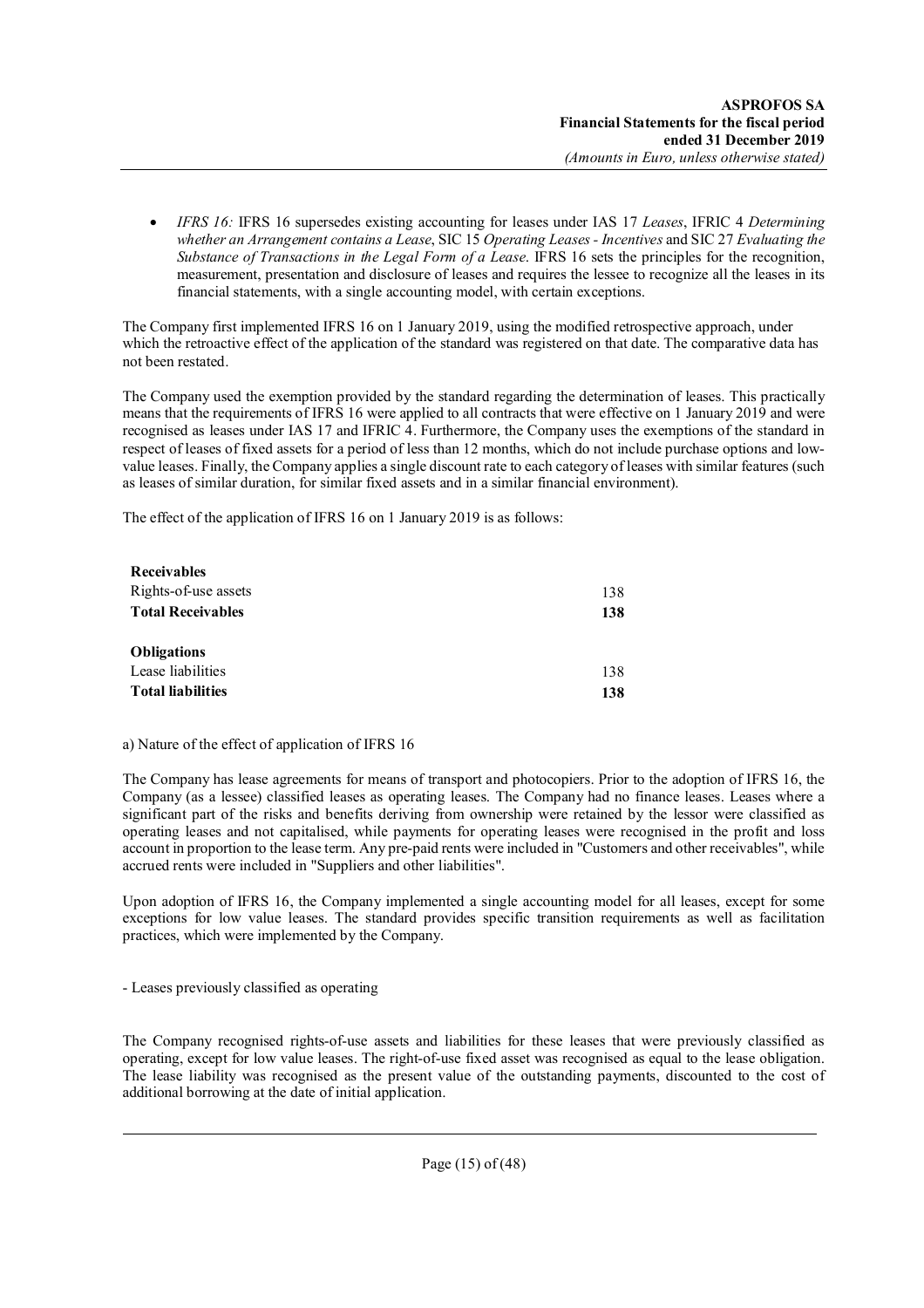- *IFRS 16:* IFRS 16 supersedes existing accounting for leases under IAS 17 *Leases*, IFRIC 4 *Determining whether an Arrangement contains a Lease*, SIC 15 *Operating Leases - Incentives* and SIC 27 *Evaluating the Substance of Transactions in the Legal Form of a Lease*. IFRS 16 sets the principles for the recognition, measurement, presentation and disclosure of leases and requires the lessee to recognize all the leases in its financial statements, with a single accounting model, with certain exceptions.

The Company first implemented IFRS 16 on 1 January 2019, using the modified retrospective approach, under which the retroactive effect of the application of the standard was registered on that date. The comparative data has not been restated.

The Company used the exemption provided by the standard regarding the determination of leases. This practically means that the requirements of IFRS 16 were applied to all contracts that were effective on 1 January 2019 and were recognised as leases under IAS 17 and IFRIC 4. Furthermore, the Company uses the exemptions of the standard in respect of leases of fixed assets for a period of less than 12 months, which do not include purchase options and low-value leases. Finally, the Company applies a single discount rate to each category of leases with similar features (such as leases of similar duration, for similar fixed assets and in a similar financial environment).

The effect of the application of IFRS 16 on 1 January 2019 is as follows:

| | |
|---|---|
| **Receivables** | |
| Rights-of-use assets | 138 |
| **Total Receivables** | **138** |
| | |
| **Obligations** | |
| Lease liabilities | 138 |
| **Total liabilities** | **138** |

a) Nature of the effect of application of IFRS 16

The Company has lease agreements for means of transport and photocopiers. Prior to the adoption of IFRS 16, the Company (as a lessee) classified leases as operating leases. The Company had no finance leases. Leases where a significant part of the risks and benefits deriving from ownership were retained by the lessor were classified as operating leases and not capitalised, while payments for operating leases were recognised in the profit and loss account in proportion to the lease term. Any pre-paid rents were included in "Customers and other receivables", while accrued rents were included in "Suppliers and other liabilities".

Upon adoption of IFRS 16, the Company implemented a single accounting model for all leases, except for some exceptions for low value leases. The standard provides specific transition requirements as well as facilitation practices, which were implemented by the Company.

- Leases previously classified as operating

The Company recognised rights-of-use assets and liabilities for these leases that were previously classified as operating, except for low value leases. The right-of-use fixed asset was recognised as equal to the lease obligation. The lease liability was recognised as the present value of the outstanding payments, discounted to the cost of additional borrowing at the date of initial application.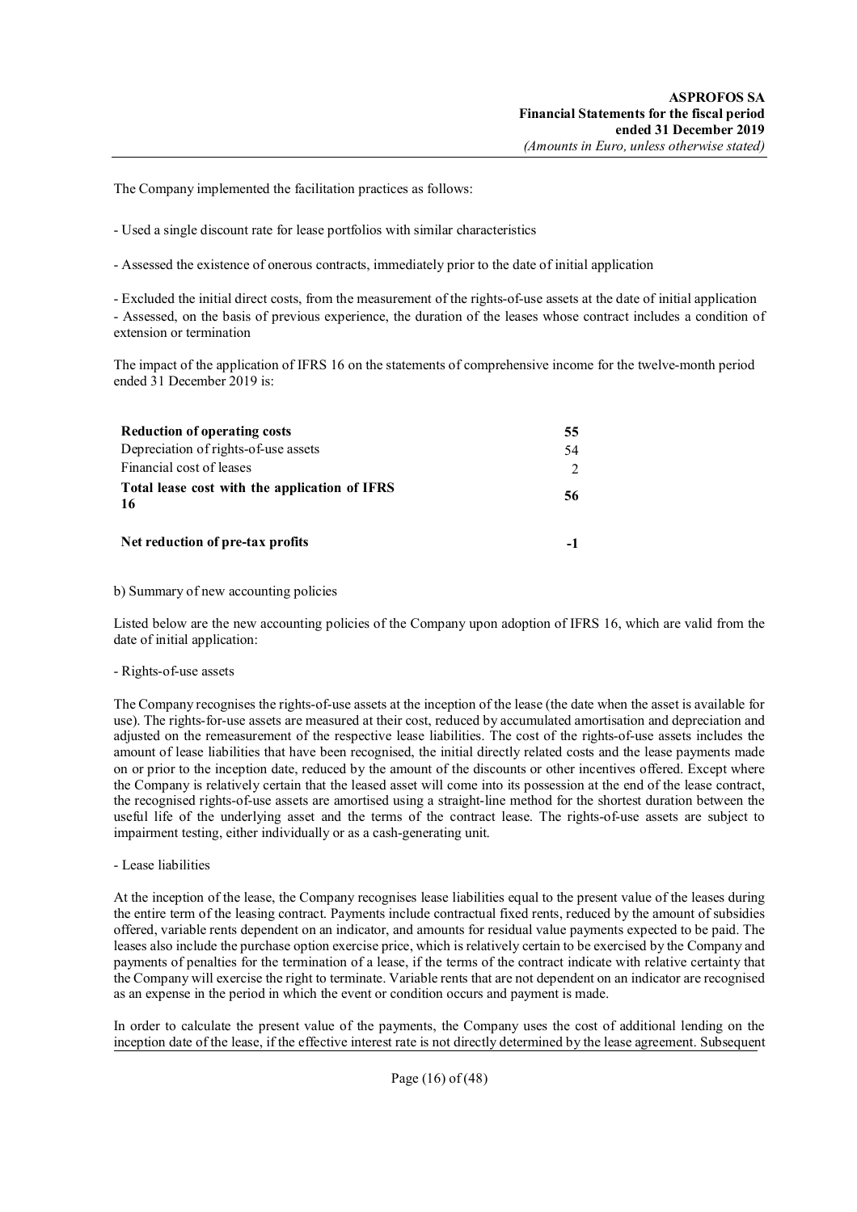The Company implemented the facilitation practices as follows:

- Used a single discount rate for lease portfolios with similar characteristics

- Assessed the existence of onerous contracts, immediately prior to the date of initial application

- Excluded the initial direct costs, from the measurement of the rights-of-use assets at the date of initial application
- Assessed, on the basis of previous experience, the duration of the leases whose contract includes a condition of extension or termination

The impact of the application of IFRS 16 on the statements of comprehensive income for the twelve-month period ended 31 December 2019 is:

| | |
|---|---|
| **Reduction of operating costs** | **55** |
| Depreciation of rights-of-use assets | 54 |
| Financial cost of leases | 2 |
| **Total lease cost with the application of IFRS 16** | **56** |
| | |
| **Net reduction of pre-tax profits** | **-1** |

b) Summary of new accounting policies

Listed below are the new accounting policies of the Company upon adoption of IFRS 16, which are valid from the date of initial application:

- Rights-of-use assets

The Company recognises the rights-of-use assets at the inception of the lease (the date when the asset is available for use). The rights-for-use assets are measured at their cost, reduced by accumulated amortisation and depreciation and adjusted on the remeasurement of the respective lease liabilities. The cost of the rights-of-use assets includes the amount of lease liabilities that have been recognised, the initial directly related costs and the lease payments made on or prior to the inception date, reduced by the amount of the discounts or other incentives offered. Except where the Company is relatively certain that the leased asset will come into its possession at the end of the lease contract, the recognised rights-of-use assets are amortised using a straight-line method for the shortest duration between the useful life of the underlying asset and the terms of the contract lease. The rights-of-use assets are subject to impairment testing, either individually or as a cash-generating unit.

- Lease liabilities

At the inception of the lease, the Company recognises lease liabilities equal to the present value of the leases during the entire term of the leasing contract. Payments include contractual fixed rents, reduced by the amount of subsidies offered, variable rents dependent on an indicator, and amounts for residual value payments expected to be paid. The leases also include the purchase option exercise price, which is relatively certain to be exercised by the Company and payments of penalties for the termination of a lease, if the terms of the contract indicate with relative certainty that the Company will exercise the right to terminate. Variable rents that are not dependent on an indicator are recognised as an expense in the period in which the event or condition occurs and payment is made.

In order to calculate the present value of the payments, the Company uses the cost of additional lending on the inception date of the lease, if the effective interest rate is not directly determined by the lease agreement. Subsequent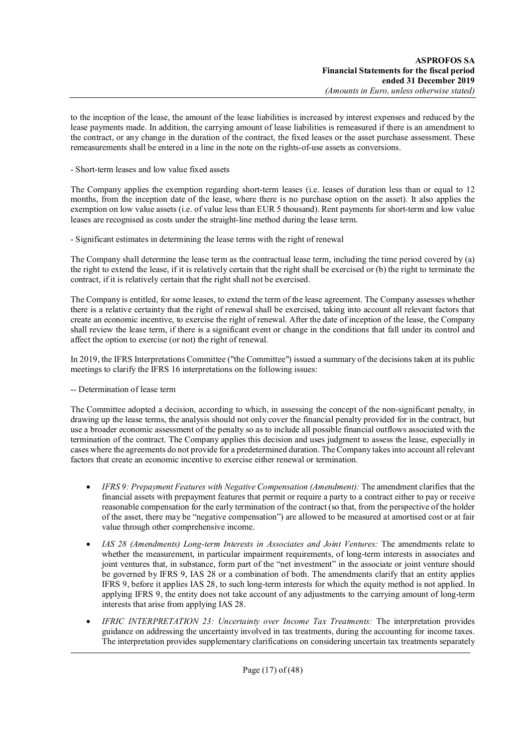to the inception of the lease, the amount of the lease liabilities is increased by interest expenses and reduced by the lease payments made. In addition, the carrying amount of lease liabilities is remeasured if there is an amendment to the contract, or any change in the duration of the contract, the fixed leases or the asset purchase assessment. These remeasurements shall be entered in a line in the note on the rights-of-use assets as conversions.

- Short-term leases and low value fixed assets

The Company applies the exemption regarding short-term leases (i.e. leases of duration less than or equal to 12 months, from the inception date of the lease, where there is no purchase option on the asset). It also applies the exemption on low value assets (i.e. of value less than EUR 5 thousand). Rent payments for short-term and low value leases are recognised as costs under the straight-line method during the lease term.

- Significant estimates in determining the lease terms with the right of renewal

The Company shall determine the lease term as the contractual lease term, including the time period covered by (a) the right to extend the lease, if it is relatively certain that the right shall be exercised or (b) the right to terminate the contract, if it is relatively certain that the right shall not be exercised.

The Company is entitled, for some leases, to extend the term of the lease agreement. The Company assesses whether there is a relative certainty that the right of renewal shall be exercised, taking into account all relevant factors that create an economic incentive, to exercise the right of renewal. After the date of inception of the lease, the Company shall review the lease term, if there is a significant event or change in the conditions that fall under its control and affect the option to exercise (or not) the right of renewal.

In 2019, the IFRS Interpretations Committee ("the Committee") issued a summary of the decisions taken at its public meetings to clarify the IFRS 16 interpretations on the following issues:

-- Determination of lease term

The Committee adopted a decision, according to which, in assessing the concept of the non-significant penalty, in drawing up the lease terms, the analysis should not only cover the financial penalty provided for in the contract, but use a broader economic assessment of the penalty so as to include all possible financial outflows associated with the termination of the contract. The Company applies this decision and uses judgment to assess the lease, especially in cases where the agreements do not provide for a predetermined duration. The Company takes into account all relevant factors that create an economic incentive to exercise either renewal or termination.

- *IFRS 9: Prepayment Features with Negative Compensation (Amendment):* The amendment clarifies that the financial assets with prepayment features that permit or require a party to a contract either to pay or receive reasonable compensation for the early termination of the contract (so that, from the perspective of the holder of the asset, there may be "negative compensation") are allowed to be measured at amortised cost or at fair value through other comprehensive income.
- *IAS 28 (Amendments) Long-term Interests in Associates and Joint Ventures:* The amendments relate to whether the measurement, in particular impairment requirements, of long-term interests in associates and joint ventures that, in substance, form part of the "net investment" in the associate or joint venture should be governed by IFRS 9, IAS 28 or a combination of both. The amendments clarify that an entity applies IFRS 9, before it applies IAS 28, to such long-term interests for which the equity method is not applied. In applying IFRS 9, the entity does not take account of any adjustments to the carrying amount of long-term interests that arise from applying IAS 28.
- *IFRIC INTERPRETATION 23: Uncertainty over Income Tax Treatments:* The interpretation provides guidance on addressing the uncertainty involved in tax treatments, during the accounting for income taxes. The interpretation provides supplementary clarifications on considering uncertain tax treatments separately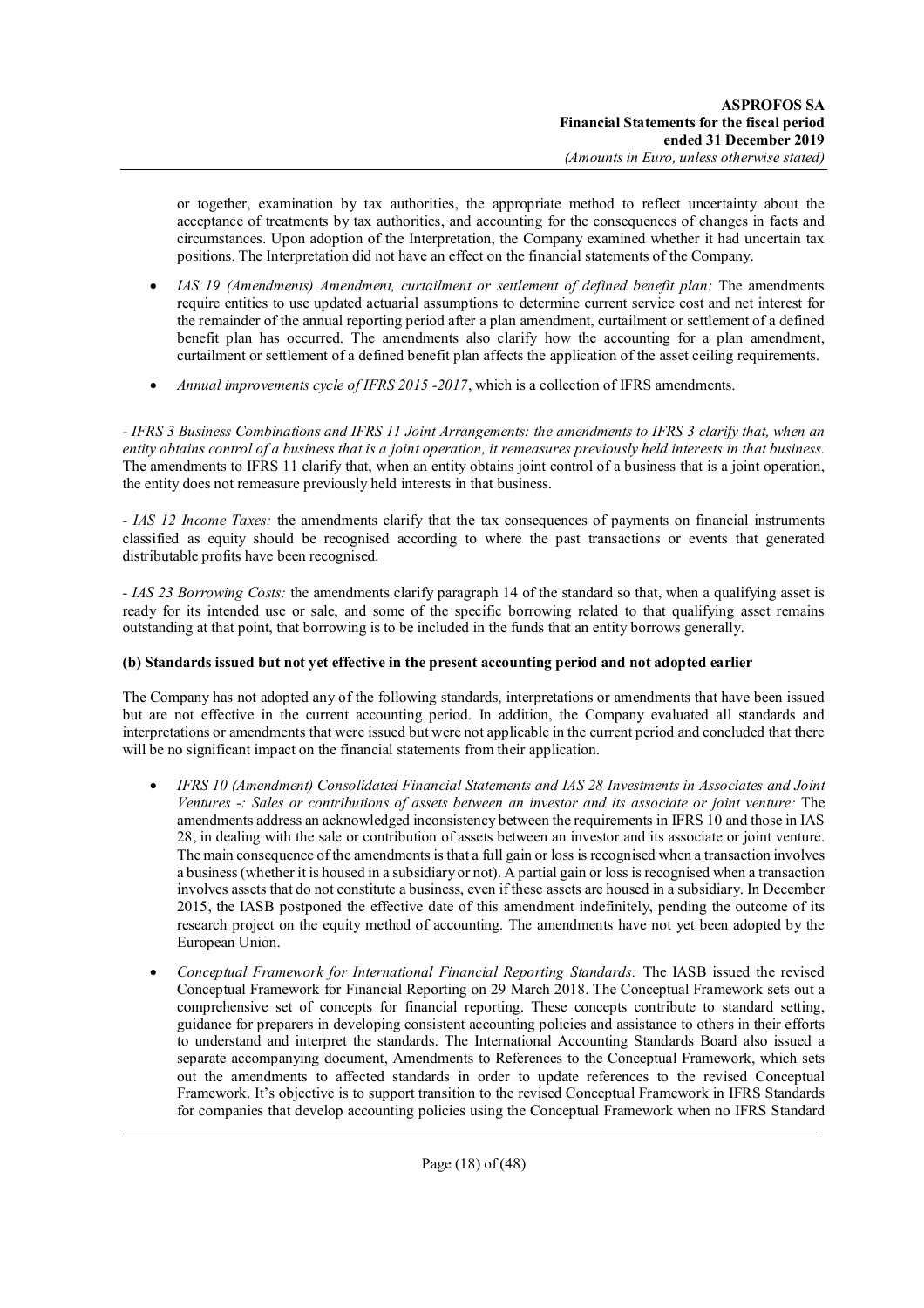or together, examination by tax authorities, the appropriate method to reflect uncertainty about the acceptance of treatments by tax authorities, and accounting for the consequences of changes in facts and circumstances. Upon adoption of the Interpretation, the Company examined whether it had uncertain tax positions. The Interpretation did not have an effect on the financial statements of the Company.

- *IAS 19 (Amendments) Amendment, curtailment or settlement of defined benefit plan:* The amendments require entities to use updated actuarial assumptions to determine current service cost and net interest for the remainder of the annual reporting period after a plan amendment, curtailment or settlement of a defined benefit plan has occurred. The amendments also clarify how the accounting for a plan amendment, curtailment or settlement of a defined benefit plan affects the application of the asset ceiling requirements.

- *Annual improvements cycle of IFRS 2015 -2017*, which is a collection of IFRS amendments.

- *IFRS 3 Business Combinations and IFRS 11 Joint Arrangements: the amendments to IFRS 3 clarify that, when an entity obtains control of a business that is a joint operation, it remeasures previously held interests in that business.* The amendments to IFRS 11 clarify that, when an entity obtains joint control of a business that is a joint operation, the entity does not remeasure previously held interests in that business.

- *IAS 12 Income Taxes:* the amendments clarify that the tax consequences of payments on financial instruments classified as equity should be recognised according to where the past transactions or events that generated distributable profits have been recognised.

- *IAS 23 Borrowing Costs:* the amendments clarify paragraph 14 of the standard so that, when a qualifying asset is ready for its intended use or sale, and some of the specific borrowing related to that qualifying asset remains outstanding at that point, that borrowing is to be included in the funds that an entity borrows generally.

**(b) Standards issued but not yet effective in the present accounting period and not adopted earlier**

The Company has not adopted any of the following standards, interpretations or amendments that have been issued but are not effective in the current accounting period. In addition, the Company evaluated all standards and interpretations or amendments that were issued but were not applicable in the current period and concluded that there will be no significant impact on the financial statements from their application.

- *IFRS 10 (Amendment) Consolidated Financial Statements and IAS 28 Investments in Associates and Joint Ventures -: Sales or contributions of assets between an investor and its associate or joint venture:* The amendments address an acknowledged inconsistency between the requirements in IFRS 10 and those in IAS 28, in dealing with the sale or contribution of assets between an investor and its associate or joint venture. The main consequence of the amendments is that a full gain or loss is recognised when a transaction involves a business (whether it is housed in a subsidiary or not). A partial gain or loss is recognised when a transaction involves assets that do not constitute a business, even if these assets are housed in a subsidiary. In December 2015, the IASB postponed the effective date of this amendment indefinitely, pending the outcome of its research project on the equity method of accounting. The amendments have not yet been adopted by the European Union.

- *Conceptual Framework for International Financial Reporting Standards:* The IASB issued the revised Conceptual Framework for Financial Reporting on 29 March 2018. The Conceptual Framework sets out a comprehensive set of concepts for financial reporting. These concepts contribute to standard setting, guidance for preparers in developing consistent accounting policies and assistance to others in their efforts to understand and interpret the standards. The International Accounting Standards Board also issued a separate accompanying document, Amendments to References to the Conceptual Framework, which sets out the amendments to affected standards in order to update references to the revised Conceptual Framework. It's objective is to support transition to the revised Conceptual Framework in IFRS Standards for companies that develop accounting policies using the Conceptual Framework when no IFRS Standard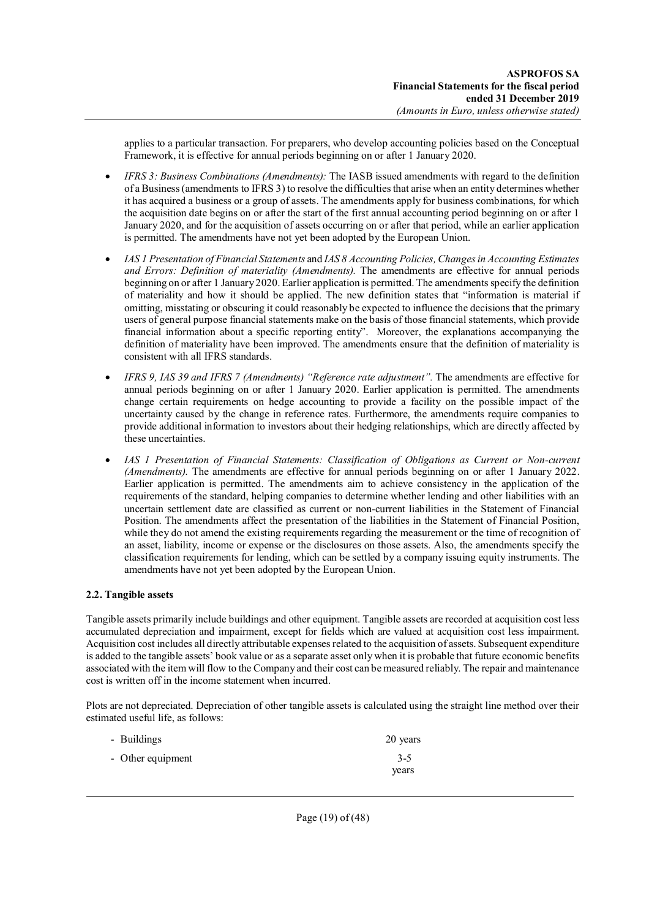applies to a particular transaction. For preparers, who develop accounting policies based on the Conceptual Framework, it is effective for annual periods beginning on or after 1 January 2020.

- *IFRS 3: Business Combinations (Amendments):* The IASB issued amendments with regard to the definition of a Business (amendments to IFRS 3) to resolve the difficulties that arise when an entity determines whether it has acquired a business or a group of assets. The amendments apply for business combinations, for which the acquisition date begins on or after the start of the first annual accounting period beginning on or after 1 January 2020, and for the acquisition of assets occurring on or after that period, while an earlier application is permitted. The amendments have not yet been adopted by the European Union.

- *IAS 1 Presentation of Financial Statements* and *IAS 8 Accounting Policies, Changes in Accounting Estimates and Errors: Definition of materiality (Amendments).* The amendments are effective for annual periods beginning on or after 1 January 2020. Earlier application is permitted. The amendments specify the definition of materiality and how it should be applied. The new definition states that "information is material if omitting, misstating or obscuring it could reasonably be expected to influence the decisions that the primary users of general purpose financial statements make on the basis of those financial statements, which provide financial information about a specific reporting entity". Moreover, the explanations accompanying the definition of materiality have been improved. The amendments ensure that the definition of materiality is consistent with all IFRS standards.

- *IFRS 9, IAS 39 and IFRS 7 (Amendments) "Reference rate adjustment".* The amendments are effective for annual periods beginning on or after 1 January 2020. Earlier application is permitted. The amendments change certain requirements on hedge accounting to provide a facility on the possible impact of the uncertainty caused by the change in reference rates. Furthermore, the amendments require companies to provide additional information to investors about their hedging relationships, which are directly affected by these uncertainties.

- *IAS 1 Presentation of Financial Statements: Classification of Obligations as Current or Non-current (Amendments).* The amendments are effective for annual periods beginning on or after 1 January 2022. Earlier application is permitted. The amendments aim to achieve consistency in the application of the requirements of the standard, helping companies to determine whether lending and other liabilities with an uncertain settlement date are classified as current or non-current liabilities in the Statement of Financial Position. The amendments affect the presentation of the liabilities in the Statement of Financial Position, while they do not amend the existing requirements regarding the measurement or the time of recognition of an asset, liability, income or expense or the disclosures on those assets. Also, the amendments specify the classification requirements for lending, which can be settled by a company issuing equity instruments. The amendments have not yet been adopted by the European Union.

### 2.2. Tangible assets

Tangible assets primarily include buildings and other equipment. Tangible assets are recorded at acquisition cost less accumulated depreciation and impairment, except for fields which are valued at acquisition cost less impairment. Acquisition cost includes all directly attributable expenses related to the acquisition of assets. Subsequent expenditure is added to the tangible assets' book value or as a separate asset only when it is probable that future economic benefits associated with the item will flow to the Company and their cost can be measured reliably. The repair and maintenance cost is written off in the income statement when incurred.

Plots are not depreciated. Depreciation of other tangible assets is calculated using the straight line method over their estimated useful life, as follows:

| | |
|---|---|
| - Buildings | 20 years |
| - Other equipment | 3-5 years |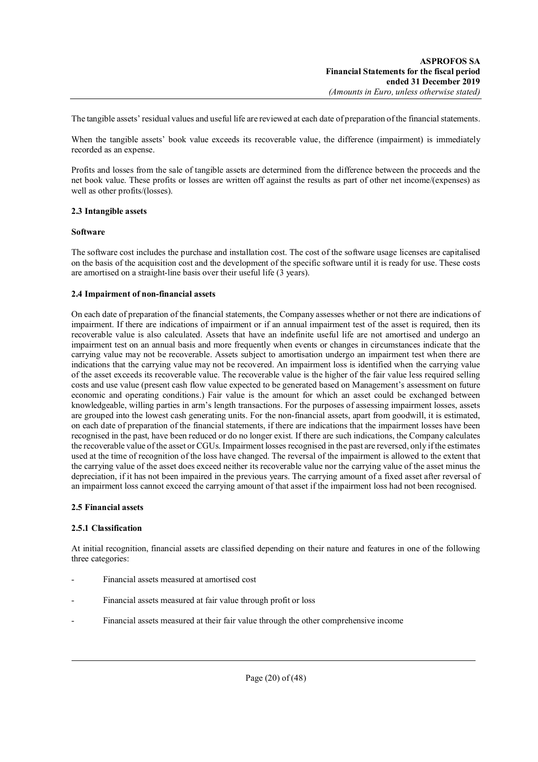The tangible assets' residual values and useful life are reviewed at each date of preparation of the financial statements.

When the tangible assets' book value exceeds its recoverable value, the difference (impairment) is immediately recorded as an expense.

Profits and losses from the sale of tangible assets are determined from the difference between the proceeds and the net book value. These profits or losses are written off against the results as part of other net income/(expenses) as well as other profits/(losses).

### 2.3 Intangible assets

#### Software

The software cost includes the purchase and installation cost. The cost of the software usage licenses are capitalised on the basis of the acquisition cost and the development of the specific software until it is ready for use. These costs are amortised on a straight-line basis over their useful life (3 years).

### 2.4 Impairment of non-financial assets

On each date of preparation of the financial statements, the Company assesses whether or not there are indications of impairment. If there are indications of impairment or if an annual impairment test of the asset is required, then its recoverable value is also calculated. Assets that have an indefinite useful life are not amortised and undergo an impairment test on an annual basis and more frequently when events or changes in circumstances indicate that the carrying value may not be recoverable. Assets subject to amortisation undergo an impairment test when there are indications that the carrying value may not be recovered. An impairment loss is identified when the carrying value of the asset exceeds its recoverable value. The recoverable value is the higher of the fair value less required selling costs and use value (present cash flow value expected to be generated based on Management's assessment on future economic and operating conditions.) Fair value is the amount for which an asset could be exchanged between knowledgeable, willing parties in arm's length transactions. For the purposes of assessing impairment losses, assets are grouped into the lowest cash generating units. For the non-financial assets, apart from goodwill, it is estimated, on each date of preparation of the financial statements, if there are indications that the impairment losses have been recognised in the past, have been reduced or do no longer exist. If there are such indications, the Company calculates the recoverable value of the asset or CGUs. Impairment losses recognised in the past are reversed, only if the estimates used at the time of recognition of the loss have changed. The reversal of the impairment is allowed to the extent that the carrying value of the asset does exceed neither its recoverable value nor the carrying value of the asset minus the depreciation, if it has not been impaired in the previous years. The carrying amount of a fixed asset after reversal of an impairment loss cannot exceed the carrying amount of that asset if the impairment loss had not been recognised.

### 2.5 Financial assets

#### 2.5.1 Classification

At initial recognition, financial assets are classified depending on their nature and features in one of the following three categories:

- Financial assets measured at amortised cost
- Financial assets measured at fair value through profit or loss
- Financial assets measured at their fair value through the other comprehensive income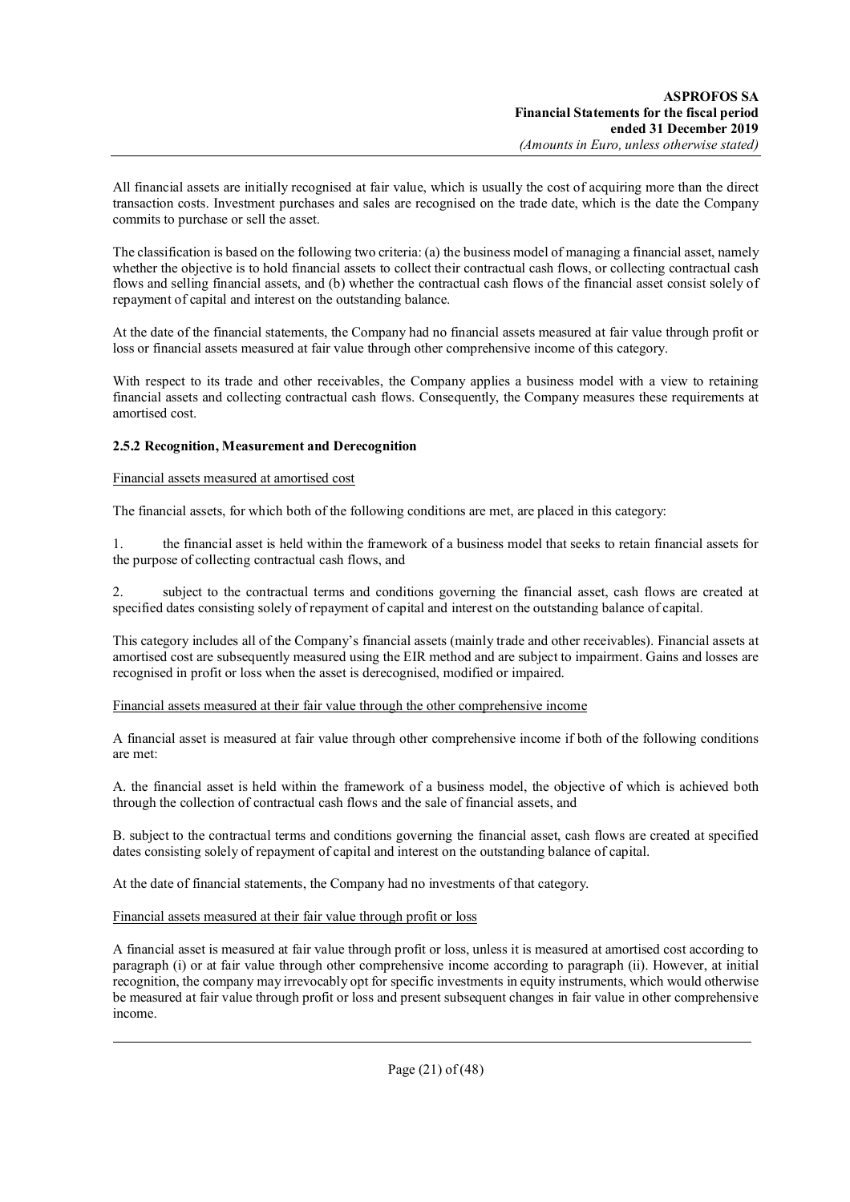All financial assets are initially recognised at fair value, which is usually the cost of acquiring more than the direct transaction costs. Investment purchases and sales are recognised on the trade date, which is the date the Company commits to purchase or sell the asset.

The classification is based on the following two criteria: (a) the business model of managing a financial asset, namely whether the objective is to hold financial assets to collect their contractual cash flows, or collecting contractual cash flows and selling financial assets, and (b) whether the contractual cash flows of the financial asset consist solely of repayment of capital and interest on the outstanding balance.

At the date of the financial statements, the Company had no financial assets measured at fair value through profit or loss or financial assets measured at fair value through other comprehensive income of this category.

With respect to its trade and other receivables, the Company applies a business model with a view to retaining financial assets and collecting contractual cash flows. Consequently, the Company measures these requirements at amortised cost.

### 2.5.2 Recognition, Measurement and Derecognition

<u>Financial assets measured at amortised cost</u>

The financial assets, for which both of the following conditions are met, are placed in this category:

1. the financial asset is held within the framework of a business model that seeks to retain financial assets for the purpose of collecting contractual cash flows, and

2. subject to the contractual terms and conditions governing the financial asset, cash flows are created at specified dates consisting solely of repayment of capital and interest on the outstanding balance of capital.

This category includes all of the Company's financial assets (mainly trade and other receivables). Financial assets at amortised cost are subsequently measured using the EIR method and are subject to impairment. Gains and losses are recognised in profit or loss when the asset is derecognised, modified or impaired.

<u>Financial assets measured at their fair value through the other comprehensive income</u>

A financial asset is measured at fair value through other comprehensive income if both of the following conditions are met:

A. the financial asset is held within the framework of a business model, the objective of which is achieved both through the collection of contractual cash flows and the sale of financial assets, and

B. subject to the contractual terms and conditions governing the financial asset, cash flows are created at specified dates consisting solely of repayment of capital and interest on the outstanding balance of capital.

At the date of financial statements, the Company had no investments of that category.

<u>Financial assets measured at their fair value through profit or loss</u>

A financial asset is measured at fair value through profit or loss, unless it is measured at amortised cost according to paragraph (i) or at fair value through other comprehensive income according to paragraph (ii). However, at initial recognition, the company may irrevocably opt for specific investments in equity instruments, which would otherwise be measured at fair value through profit or loss and present subsequent changes in fair value in other comprehensive income.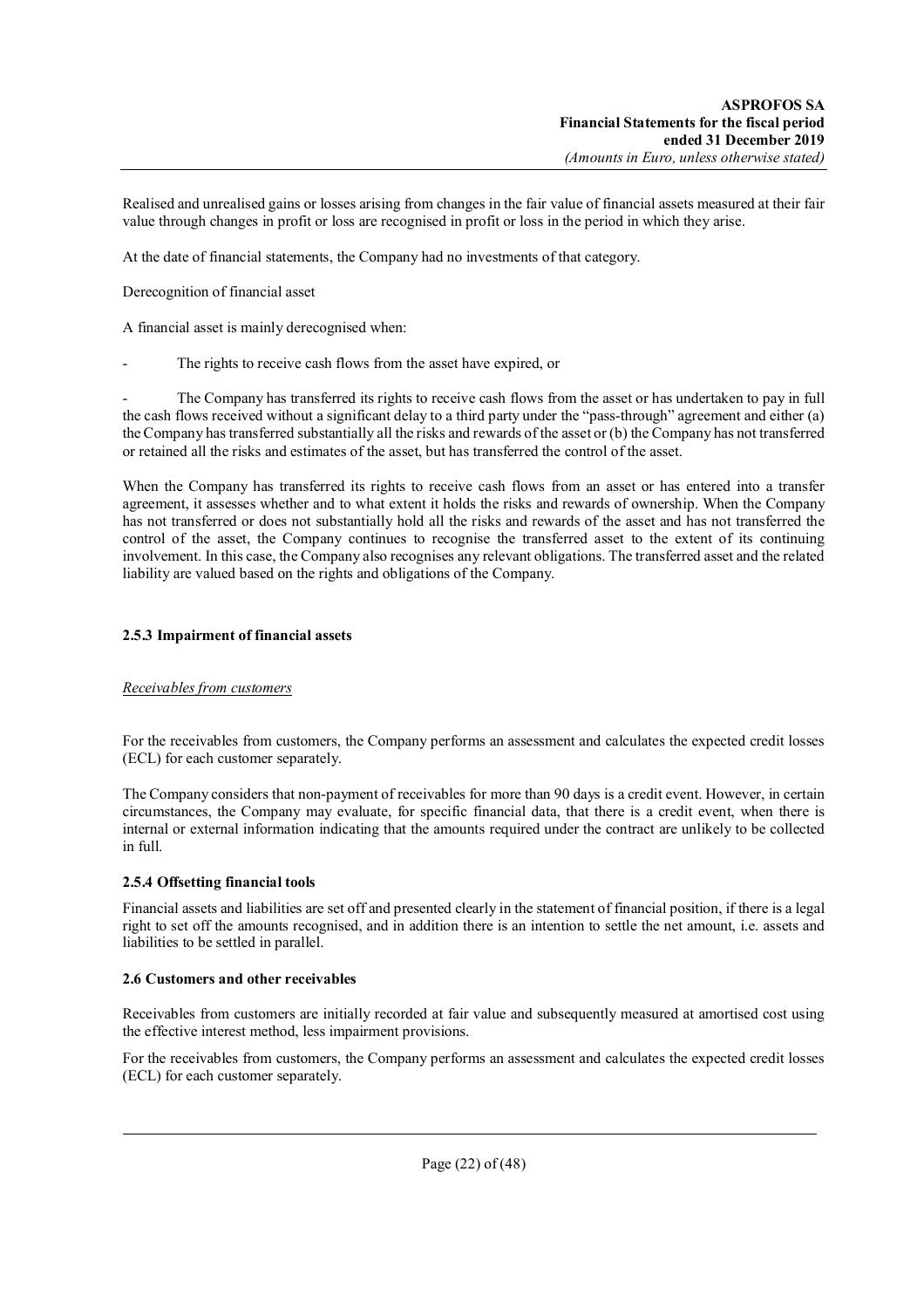Realised and unrealised gains or losses arising from changes in the fair value of financial assets measured at their fair value through changes in profit or loss are recognised in profit or loss in the period in which they arise.

At the date of financial statements, the Company had no investments of that category.

Derecognition of financial asset

A financial asset is mainly derecognised when:

- The rights to receive cash flows from the asset have expired, or

- The Company has transferred its rights to receive cash flows from the asset or has undertaken to pay in full the cash flows received without a significant delay to a third party under the "pass-through" agreement and either (a) the Company has transferred substantially all the risks and rewards of the asset or (b) the Company has not transferred or retained all the risks and estimates of the asset, but has transferred the control of the asset.

When the Company has transferred its rights to receive cash flows from an asset or has entered into a transfer agreement, it assesses whether and to what extent it holds the risks and rewards of ownership. When the Company has not transferred or does not substantially hold all the risks and rewards of the asset and has not transferred the control of the asset, the Company continues to recognise the transferred asset to the extent of its continuing involvement. In this case, the Company also recognises any relevant obligations. The transferred asset and the related liability are valued based on the rights and obligations of the Company.

### 2.5.3 Impairment of financial assets

*Receivables from customers*

For the receivables from customers, the Company performs an assessment and calculates the expected credit losses (ECL) for each customer separately.

The Company considers that non-payment of receivables for more than 90 days is a credit event. However, in certain circumstances, the Company may evaluate, for specific financial data, that there is a credit event, when there is internal or external information indicating that the amounts required under the contract are unlikely to be collected in full.

### 2.5.4 Offsetting financial tools

Financial assets and liabilities are set off and presented clearly in the statement of financial position, if there is a legal right to set off the amounts recognised, and in addition there is an intention to settle the net amount, i.e. assets and liabilities to be settled in parallel.

### 2.6 Customers and other receivables

Receivables from customers are initially recorded at fair value and subsequently measured at amortised cost using the effective interest method, less impairment provisions.

For the receivables from customers, the Company performs an assessment and calculates the expected credit losses (ECL) for each customer separately.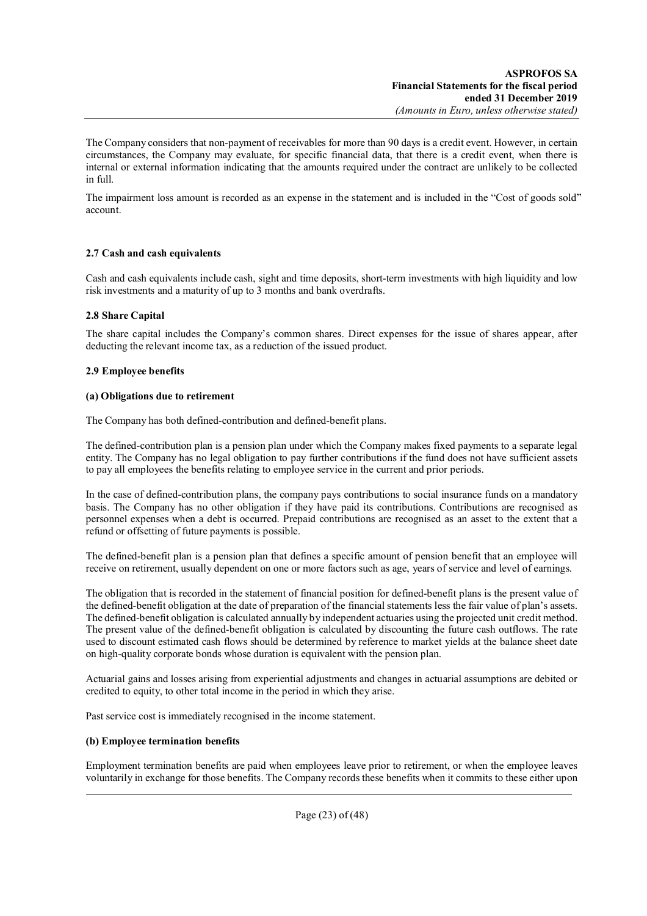The Company considers that non-payment of receivables for more than 90 days is a credit event. However, in certain circumstances, the Company may evaluate, for specific financial data, that there is a credit event, when there is internal or external information indicating that the amounts required under the contract are unlikely to be collected in full.

The impairment loss amount is recorded as an expense in the statement and is included in the "Cost of goods sold" account.

### 2.7 Cash and cash equivalents

Cash and cash equivalents include cash, sight and time deposits, short-term investments with high liquidity and low risk investments and a maturity of up to 3 months and bank overdrafts.

### 2.8 Share Capital

The share capital includes the Company's common shares. Direct expenses for the issue of shares appear, after deducting the relevant income tax, as a reduction of the issued product.

### 2.9 Employee benefits

#### (a) Obligations due to retirement

The Company has both defined-contribution and defined-benefit plans.

The defined-contribution plan is a pension plan under which the Company makes fixed payments to a separate legal entity. The Company has no legal obligation to pay further contributions if the fund does not have sufficient assets to pay all employees the benefits relating to employee service in the current and prior periods.

In the case of defined-contribution plans, the company pays contributions to social insurance funds on a mandatory basis. The Company has no other obligation if they have paid its contributions. Contributions are recognised as personnel expenses when a debt is occurred. Prepaid contributions are recognised as an asset to the extent that a refund or offsetting of future payments is possible.

The defined-benefit plan is a pension plan that defines a specific amount of pension benefit that an employee will receive on retirement, usually dependent on one or more factors such as age, years of service and level of earnings.

The obligation that is recorded in the statement of financial position for defined-benefit plans is the present value of the defined-benefit obligation at the date of preparation of the financial statements less the fair value of plan's assets. The defined-benefit obligation is calculated annually by independent actuaries using the projected unit credit method. The present value of the defined-benefit obligation is calculated by discounting the future cash outflows. The rate used to discount estimated cash flows should be determined by reference to market yields at the balance sheet date on high-quality corporate bonds whose duration is equivalent with the pension plan.

Actuarial gains and losses arising from experiential adjustments and changes in actuarial assumptions are debited or credited to equity, to other total income in the period in which they arise.

Past service cost is immediately recognised in the income statement.

#### (b) Employee termination benefits

Employment termination benefits are paid when employees leave prior to retirement, or when the employee leaves voluntarily in exchange for those benefits. The Company records these benefits when it commits to these either upon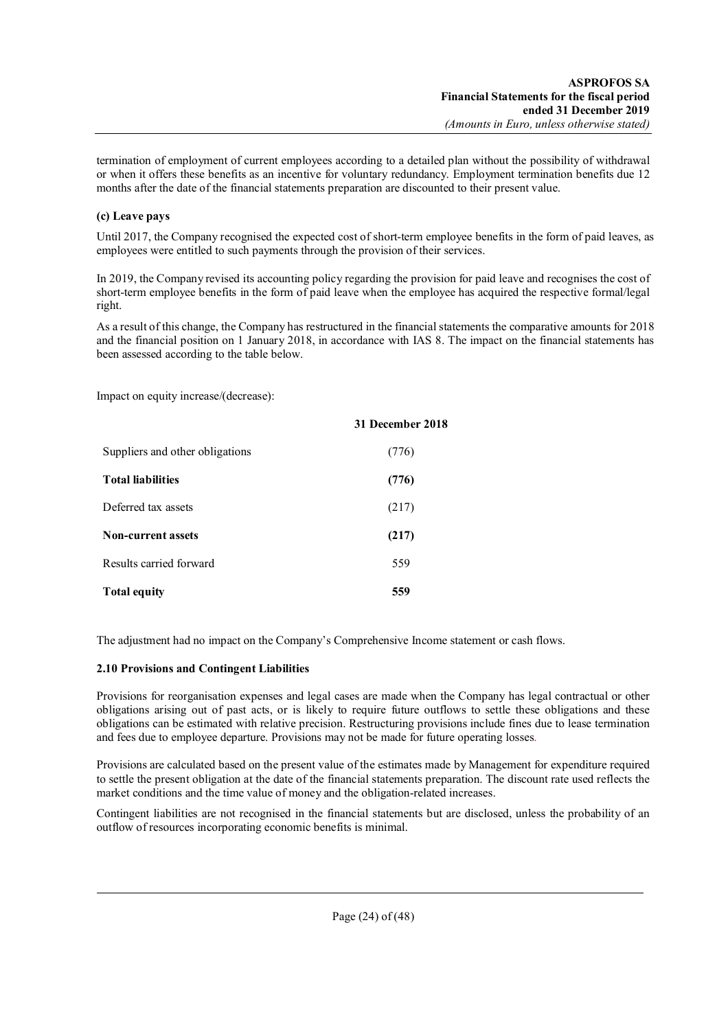termination of employment of current employees according to a detailed plan without the possibility of withdrawal or when it offers these benefits as an incentive for voluntary redundancy. Employment termination benefits due 12 months after the date of the financial statements preparation are discounted to their present value.

**(c) Leave pays**

Until 2017, the Company recognised the expected cost of short-term employee benefits in the form of paid leaves, as employees were entitled to such payments through the provision of their services.

In 2019, the Company revised its accounting policy regarding the provision for paid leave and recognises the cost of short-term employee benefits in the form of paid leave when the employee has acquired the respective formal/legal right.

As a result of this change, the Company has restructured in the financial statements the comparative amounts for 2018 and the financial position on 1 January 2018, in accordance with IAS 8. The impact on the financial statements has been assessed according to the table below.

Impact on equity increase/(decrease):

| | 31 December 2018 |
|---|---|
| Suppliers and other obligations | (776) |
| **Total liabilities** | **(776)** |
| Deferred tax assets | (217) |
| **Non-current assets** | **(217)** |
| Results carried forward | 559 |
| **Total equity** | **559** |

The adjustment had no impact on the Company's Comprehensive Income statement or cash flows.

### 2.10 Provisions and Contingent Liabilities

Provisions for reorganisation expenses and legal cases are made when the Company has legal contractual or other obligations arising out of past acts, or is likely to require future outflows to settle these obligations and these obligations can be estimated with relative precision. Restructuring provisions include fines due to lease termination and fees due to employee departure. Provisions may not be made for future operating losses.

Provisions are calculated based on the present value of the estimates made by Management for expenditure required to settle the present obligation at the date of the financial statements preparation. The discount rate used reflects the market conditions and the time value of money and the obligation-related increases.

Contingent liabilities are not recognised in the financial statements but are disclosed, unless the probability of an outflow of resources incorporating economic benefits is minimal.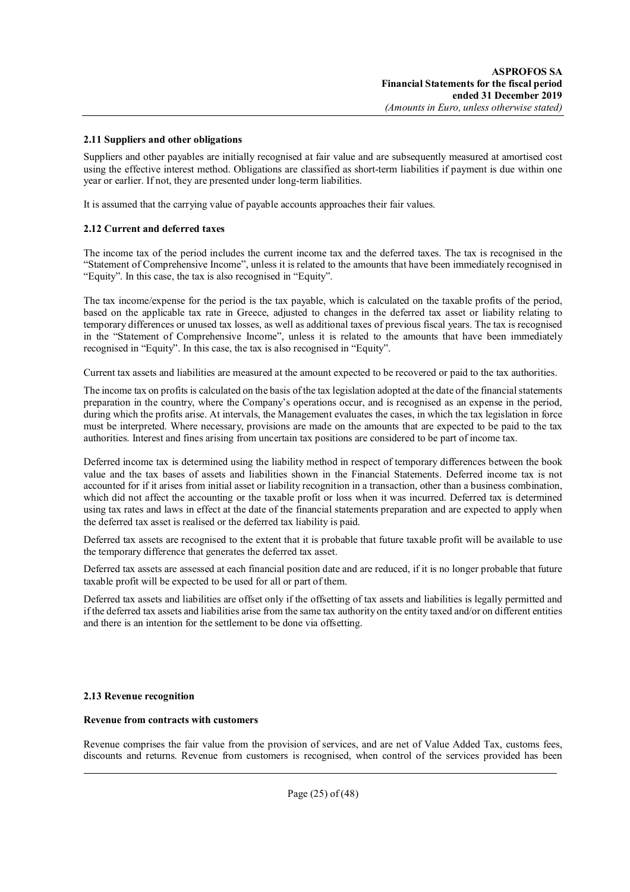### 2.11 Suppliers and other obligations

Suppliers and other payables are initially recognised at fair value and are subsequently measured at amortised cost using the effective interest method. Obligations are classified as short-term liabilities if payment is due within one year or earlier. If not, they are presented under long-term liabilities.

It is assumed that the carrying value of payable accounts approaches their fair values.

### 2.12 Current and deferred taxes

The income tax of the period includes the current income tax and the deferred taxes. The tax is recognised in the "Statement of Comprehensive Income", unless it is related to the amounts that have been immediately recognised in "Equity". In this case, the tax is also recognised in "Equity".

The tax income/expense for the period is the tax payable, which is calculated on the taxable profits of the period, based on the applicable tax rate in Greece, adjusted to changes in the deferred tax asset or liability relating to temporary differences or unused tax losses, as well as additional taxes of previous fiscal years. The tax is recognised in the "Statement of Comprehensive Income", unless it is related to the amounts that have been immediately recognised in "Equity". In this case, the tax is also recognised in "Equity".

Current tax assets and liabilities are measured at the amount expected to be recovered or paid to the tax authorities.

The income tax on profits is calculated on the basis of the tax legislation adopted at the date of the financial statements preparation in the country, where the Company's operations occur, and is recognised as an expense in the period, during which the profits arise. At intervals, the Management evaluates the cases, in which the tax legislation in force must be interpreted. Where necessary, provisions are made on the amounts that are expected to be paid to the tax authorities. Interest and fines arising from uncertain tax positions are considered to be part of income tax.

Deferred income tax is determined using the liability method in respect of temporary differences between the book value and the tax bases of assets and liabilities shown in the Financial Statements. Deferred income tax is not accounted for if it arises from initial asset or liability recognition in a transaction, other than a business combination, which did not affect the accounting or the taxable profit or loss when it was incurred. Deferred tax is determined using tax rates and laws in effect at the date of the financial statements preparation and are expected to apply when the deferred tax asset is realised or the deferred tax liability is paid.

Deferred tax assets are recognised to the extent that it is probable that future taxable profit will be available to use the temporary difference that generates the deferred tax asset.

Deferred tax assets are assessed at each financial position date and are reduced, if it is no longer probable that future taxable profit will be expected to be used for all or part of them.

Deferred tax assets and liabilities are offset only if the offsetting of tax assets and liabilities is legally permitted and if the deferred tax assets and liabilities arise from the same tax authority on the entity taxed and/or on different entities and there is an intention for the settlement to be done via offsetting.

### 2.13 Revenue recognition

**Revenue from contracts with customers**

Revenue comprises the fair value from the provision of services, and are net of Value Added Tax, customs fees, discounts and returns. Revenue from customers is recognised, when control of the services provided has been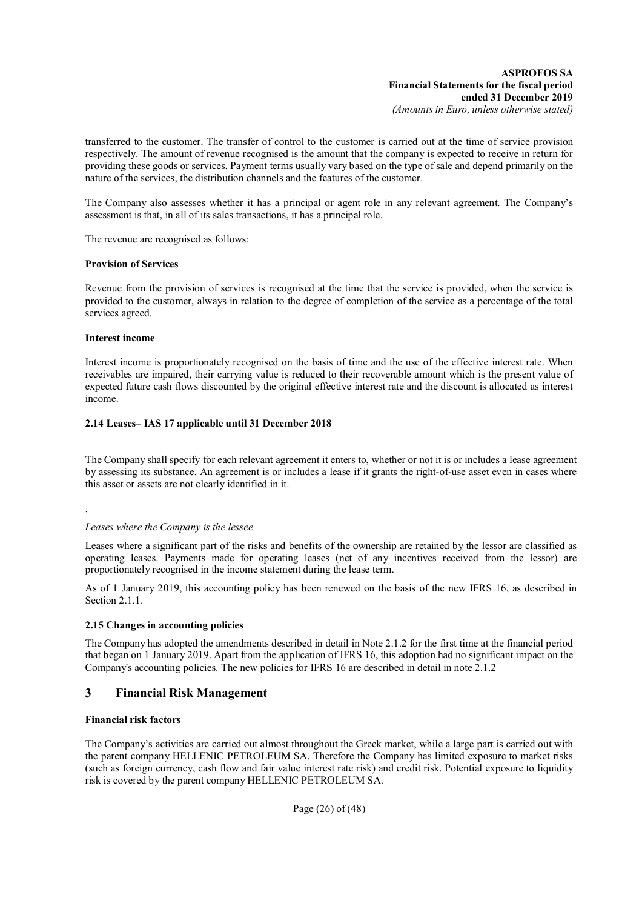transferred to the customer. The transfer of control to the customer is carried out at the time of service provision respectively. The amount of revenue recognised is the amount that the company is expected to receive in return for providing these goods or services. Payment terms usually vary based on the type of sale and depend primarily on the nature of the services, the distribution channels and the features of the customer.

The Company also assesses whether it has a principal or agent role in any relevant agreement. The Company's assessment is that, in all of its sales transactions, it has a principal role.

The revenue are recognised as follows:

**Provision of Services**

Revenue from the provision of services is recognised at the time that the service is provided, when the service is provided to the customer, always in relation to the degree of completion of the service as a percentage of the total services agreed.

**Interest income**

Interest income is proportionately recognised on the basis of time and the use of the effective interest rate. When receivables are impaired, their carrying value is reduced to their recoverable amount which is the present value of expected future cash flows discounted by the original effective interest rate and the discount is allocated as interest income.

### 2.14 Leases– IAS 17 applicable until 31 December 2018

The Company shall specify for each relevant agreement it enters to, whether or not it is or includes a lease agreement by assessing its substance. An agreement is or includes a lease if it grants the right-of-use asset even in cases where this asset or assets are not clearly identified in it.

.

*Leases where the Company is the lessee*

Leases where a significant part of the risks and benefits of the ownership are retained by the lessor are classified as operating leases. Payments made for operating leases (net of any incentives received from the lessor) are proportionately recognised in the income statement during the lease term.

As of 1 January 2019, this accounting policy has been renewed on the basis of the new IFRS 16, as described in Section 2.1.1.

### 2.15 Changes in accounting policies

The Company has adopted the amendments described in detail in Note 2.1.2 for the first time at the financial period that began on 1 January 2019. Apart from the application of IFRS 16, this adoption had no significant impact on the Company's accounting policies. The new policies for IFRS 16 are described in detail in note 2.1.2

## 3 Financial Risk Management

**Financial risk factors**

The Company's activities are carried out almost throughout the Greek market, while a large part is carried out with the parent company HELLENIC PETROLEUM SA. Therefore the Company has limited exposure to market risks (such as foreign currency, cash flow and fair value interest rate risk) and credit risk. Potential exposure to liquidity risk is covered by the parent company HELLENIC PETROLEUM SA.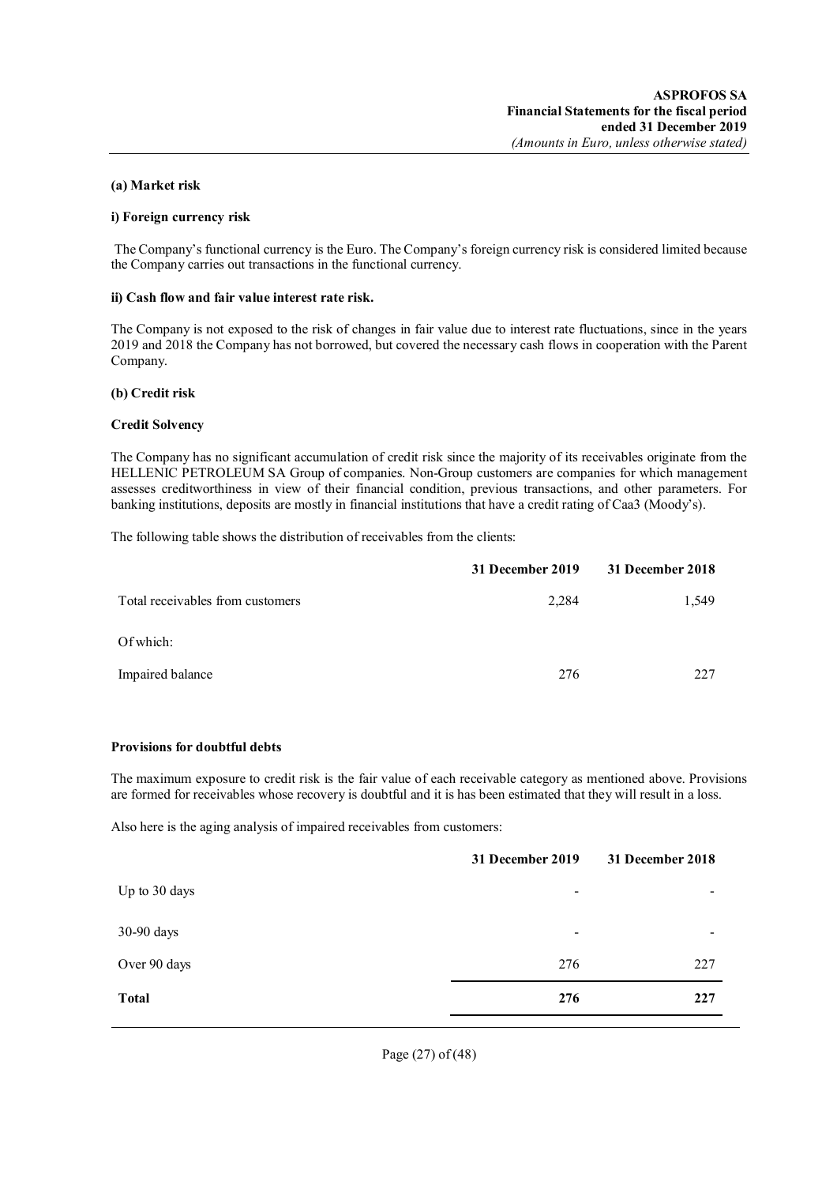**(a) Market risk**

**i) Foreign currency risk**

The Company's functional currency is the Euro. The Company's foreign currency risk is considered limited because the Company carries out transactions in the functional currency.

**ii) Cash flow and fair value interest rate risk.**

The Company is not exposed to the risk of changes in fair value due to interest rate fluctuations, since in the years 2019 and 2018 the Company has not borrowed, but covered the necessary cash flows in cooperation with the Parent Company.

**(b) Credit risk**

**Credit Solvency**

The Company has no significant accumulation of credit risk since the majority of its receivables originate from the HELLENIC PETROLEUM SA Group of companies. Non-Group customers are companies for which management assesses creditworthiness in view of their financial condition, previous transactions, and other parameters. For banking institutions, deposits are mostly in financial institutions that have a credit rating of Caa3 (Moody's).

The following table shows the distribution of receivables from the clients:

| | **31 December 2019** | **31 December 2018** |
|---|---|---|
| Total receivables from customers | 2,284 | 1,549 |
| Of which: | | |
| Impaired balance | 276 | 227 |

**Provisions for doubtful debts**

The maximum exposure to credit risk is the fair value of each receivable category as mentioned above. Provisions are formed for receivables whose recovery is doubtful and it is has been estimated that they will result in a loss.

Also here is the aging analysis of impaired receivables from customers:

| | **31 December 2019** | **31 December 2018** |
|---|---|---|
| Up to 30 days | - | - |
| 30-90 days | - | - |
| Over 90 days | 276 | 227 |
| **Total** | **276** | **227** |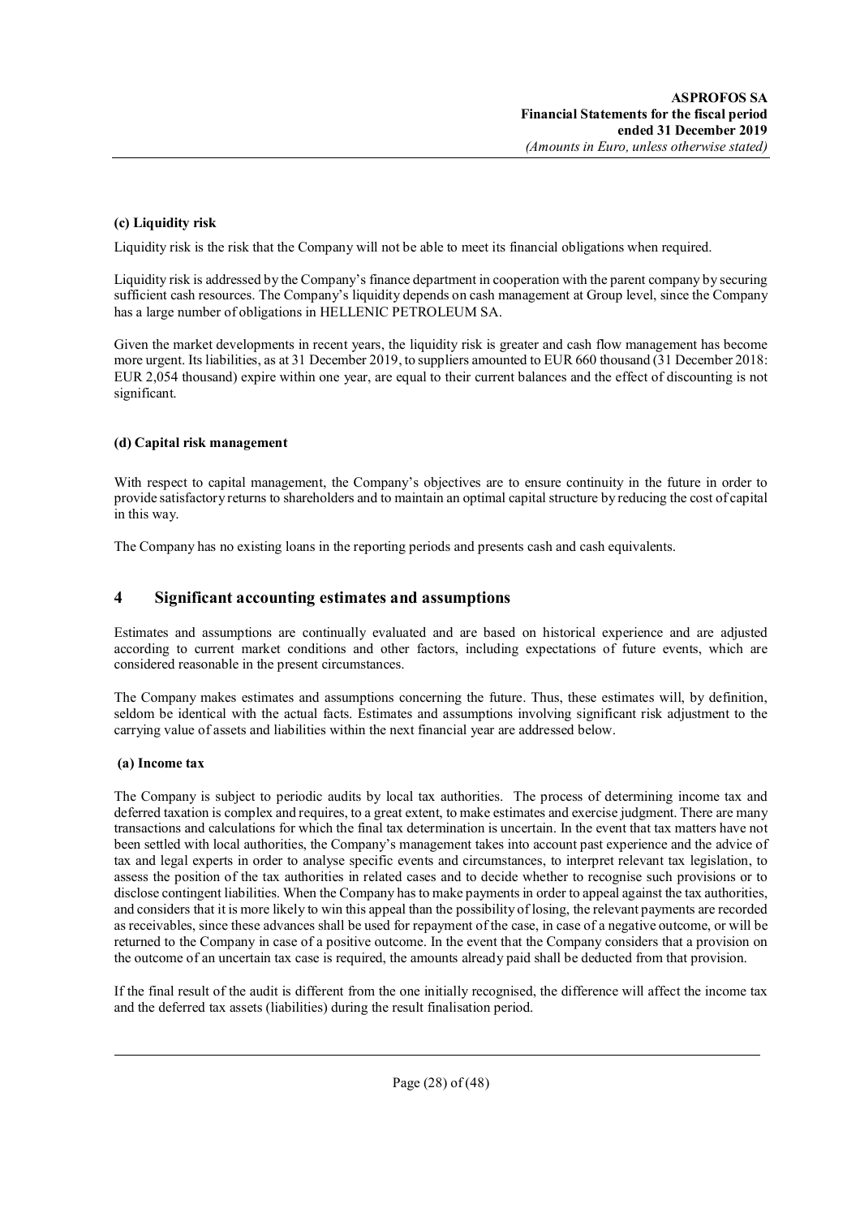**(c) Liquidity risk**

Liquidity risk is the risk that the Company will not be able to meet its financial obligations when required.

Liquidity risk is addressed by the Company's finance department in cooperation with the parent company by securing sufficient cash resources. The Company's liquidity depends on cash management at Group level, since the Company has a large number of obligations in HELLENIC PETROLEUM SA.

Given the market developments in recent years, the liquidity risk is greater and cash flow management has become more urgent. Its liabilities, as at 31 December 2019, to suppliers amounted to EUR 660 thousand (31 December 2018: EUR 2,054 thousand) expire within one year, are equal to their current balances and the effect of discounting is not significant.

**(d) Capital risk management**

With respect to capital management, the Company's objectives are to ensure continuity in the future in order to provide satisfactory returns to shareholders and to maintain an optimal capital structure by reducing the cost of capital in this way.

The Company has no existing loans in the reporting periods and presents cash and cash equivalents.

## 4 Significant accounting estimates and assumptions

Estimates and assumptions are continually evaluated and are based on historical experience and are adjusted according to current market conditions and other factors, including expectations of future events, which are considered reasonable in the present circumstances.

The Company makes estimates and assumptions concerning the future. Thus, these estimates will, by definition, seldom be identical with the actual facts. Estimates and assumptions involving significant risk adjustment to the carrying value of assets and liabilities within the next financial year are addressed below.

**(a) Income tax**

The Company is subject to periodic audits by local tax authorities. The process of determining income tax and deferred taxation is complex and requires, to a great extent, to make estimates and exercise judgment. There are many transactions and calculations for which the final tax determination is uncertain. In the event that tax matters have not been settled with local authorities, the Company's management takes into account past experience and the advice of tax and legal experts in order to analyse specific events and circumstances, to interpret relevant tax legislation, to assess the position of the tax authorities in related cases and to decide whether to recognise such provisions or to disclose contingent liabilities. When the Company has to make payments in order to appeal against the tax authorities, and considers that it is more likely to win this appeal than the possibility of losing, the relevant payments are recorded as receivables, since these advances shall be used for repayment of the case, in case of a negative outcome, or will be returned to the Company in case of a positive outcome. In the event that the Company considers that a provision on the outcome of an uncertain tax case is required, the amounts already paid shall be deducted from that provision.

If the final result of the audit is different from the one initially recognised, the difference will affect the income tax and the deferred tax assets (liabilities) during the result finalisation period.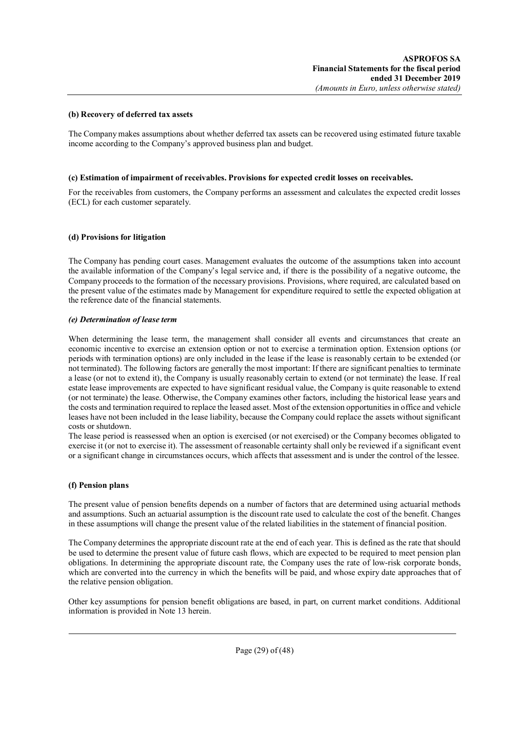**(b) Recovery of deferred tax assets**

The Company makes assumptions about whether deferred tax assets can be recovered using estimated future taxable income according to the Company's approved business plan and budget.

**(c) Estimation of impairment of receivables. Provisions for expected credit losses on receivables.**

For the receivables from customers, the Company performs an assessment and calculates the expected credit losses (ECL) for each customer separately.

**(d) Provisions for litigation**

The Company has pending court cases. Management evaluates the outcome of the assumptions taken into account the available information of the Company's legal service and, if there is the possibility of a negative outcome, the Company proceeds to the formation of the necessary provisions. Provisions, where required, are calculated based on the present value of the estimates made by Management for expenditure required to settle the expected obligation at the reference date of the financial statements.

***(e) Determination of lease term***

When determining the lease term, the management shall consider all events and circumstances that create an economic incentive to exercise an extension option or not to exercise a termination option. Extension options (or periods with termination options) are only included in the lease if the lease is reasonably certain to be extended (or not terminated). The following factors are generally the most important: If there are significant penalties to terminate a lease (or not to extend it), the Company is usually reasonably certain to extend (or not terminate) the lease. If real estate lease improvements are expected to have significant residual value, the Company is quite reasonable to extend (or not terminate) the lease. Otherwise, the Company examines other factors, including the historical lease years and the costs and termination required to replace the leased asset. Most of the extension opportunities in office and vehicle leases have not been included in the lease liability, because the Company could replace the assets without significant costs or shutdown.
The lease period is reassessed when an option is exercised (or not exercised) or the Company becomes obligated to exercise it (or not to exercise it). The assessment of reasonable certainty shall only be reviewed if a significant event or a significant change in circumstances occurs, which affects that assessment and is under the control of the lessee.

**(f) Pension plans**

The present value of pension benefits depends on a number of factors that are determined using actuarial methods and assumptions. Such an actuarial assumption is the discount rate used to calculate the cost of the benefit. Changes in these assumptions will change the present value of the related liabilities in the statement of financial position.

The Company determines the appropriate discount rate at the end of each year. This is defined as the rate that should be used to determine the present value of future cash flows, which are expected to be required to meet pension plan obligations. In determining the appropriate discount rate, the Company uses the rate of low-risk corporate bonds, which are converted into the currency in which the benefits will be paid, and whose expiry date approaches that of the relative pension obligation.

Other key assumptions for pension benefit obligations are based, in part, on current market conditions. Additional information is provided in Note 13 herein.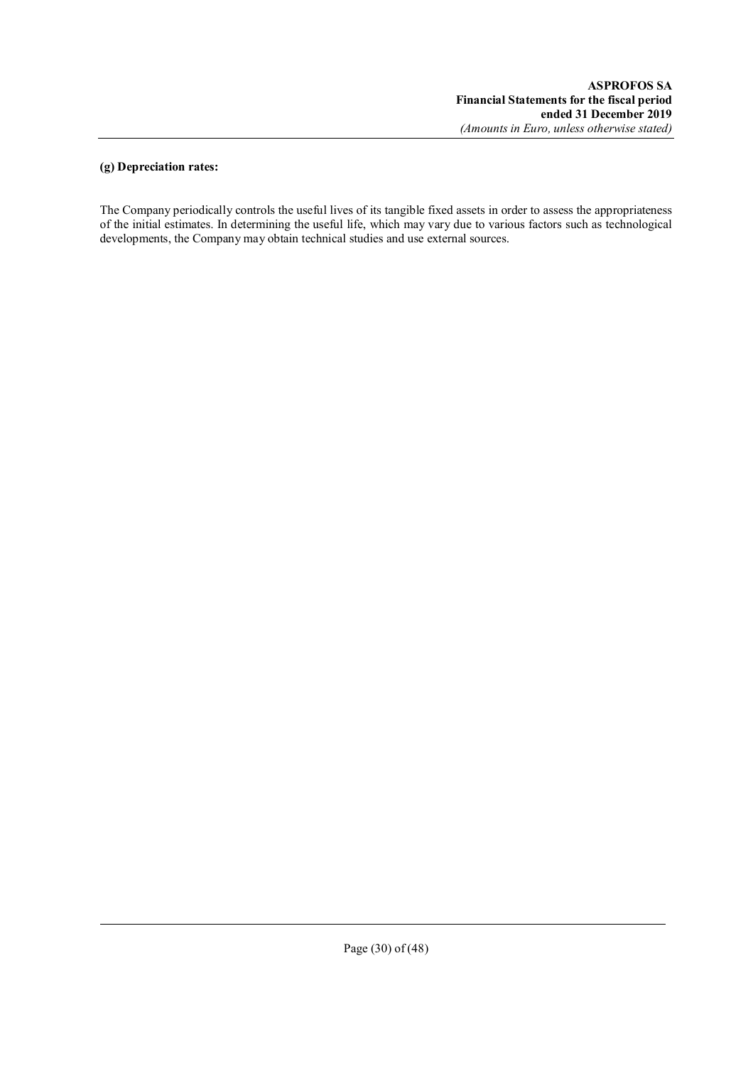**(g) Depreciation rates:**

The Company periodically controls the useful lives of its tangible fixed assets in order to assess the appropriateness of the initial estimates. In determining the useful life, which may vary due to various factors such as technological developments, the Company may obtain technical studies and use external sources.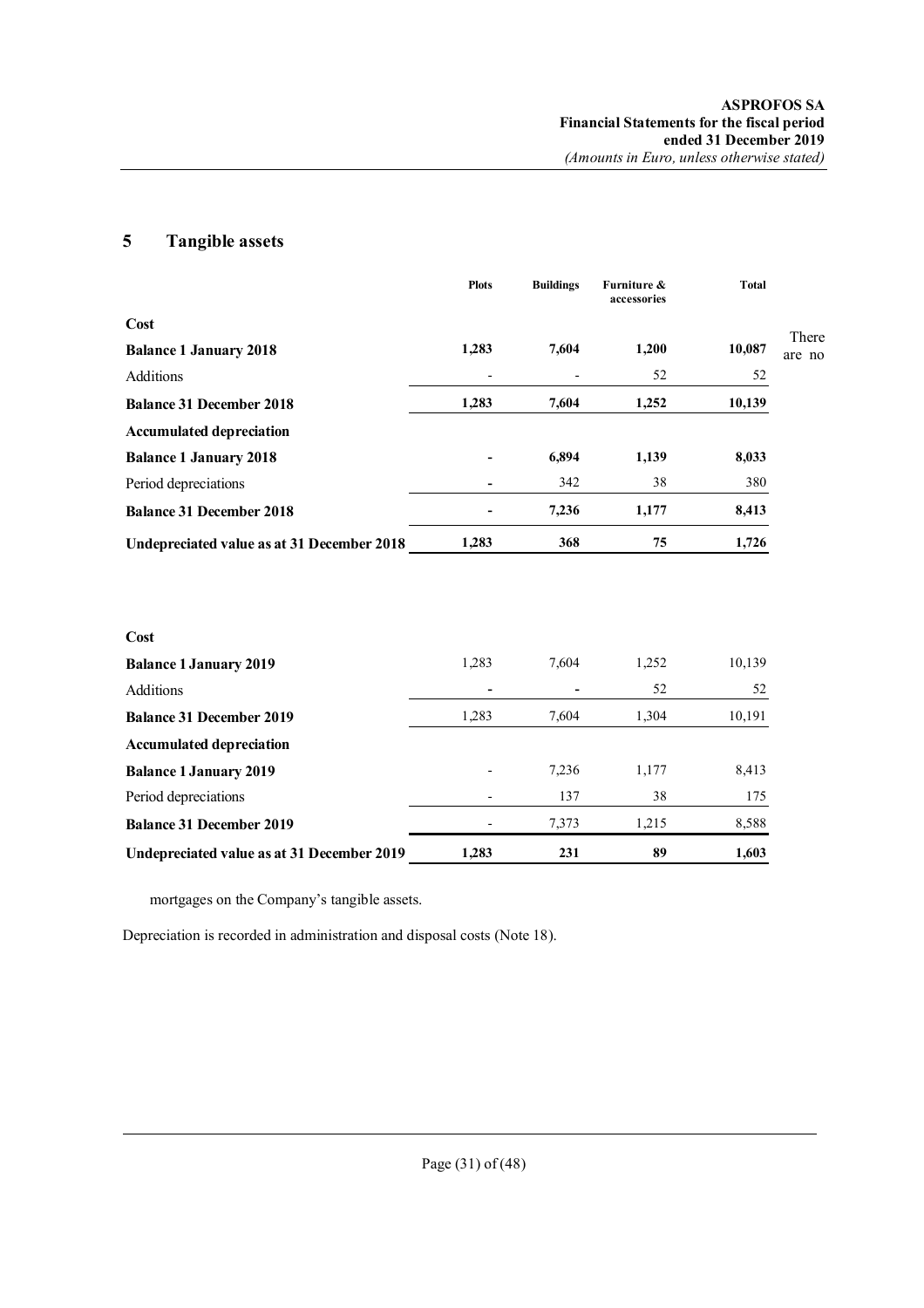## 5 Tangible assets

| | Plots | Buildings | Furniture & accessories | Total |
|---|---|---|---|---|
| **Cost** | | | | |
| **Balance 1 January 2018** | **1,283** | **7,604** | **1,200** | **10,087** |
| Additions | - | - | 52 | 52 |
| **Balance 31 December 2018** | **1,283** | **7,604** | **1,252** | **10,139** |
| **Accumulated depreciation** | | | | |
| **Balance 1 January 2018** | **-** | **6,894** | **1,139** | **8,033** |
| Period depreciations | - | 342 | 38 | 380 |
| **Balance 31 December 2018** | **-** | **7,236** | **1,177** | **8,413** |
| **Undepreciated value as at 31 December 2018** | **1,283** | **368** | **75** | **1,726** |

| | Plots | Buildings | Furniture & accessories | Total |
|---|---|---|---|---|
| **Cost** | | | | |
| **Balance 1 January 2019** | 1,283 | 7,604 | 1,252 | 10,139 |
| Additions | - | - | 52 | 52 |
| **Balance 31 December 2019** | 1,283 | 7,604 | 1,304 | 10,191 |
| **Accumulated depreciation** | | | | |
| **Balance 1 January 2019** | - | 7,236 | 1,177 | 8,413 |
| Period depreciations | - | 137 | 38 | 175 |
| **Balance 31 December 2019** | - | 7,373 | 1,215 | 8,588 |
| **Undepreciated value as at 31 December 2019** | **1,283** | **231** | **89** | **1,603** |

There are no mortgages on the Company's tangible assets.

Depreciation is recorded in administration and disposal costs (Note 18).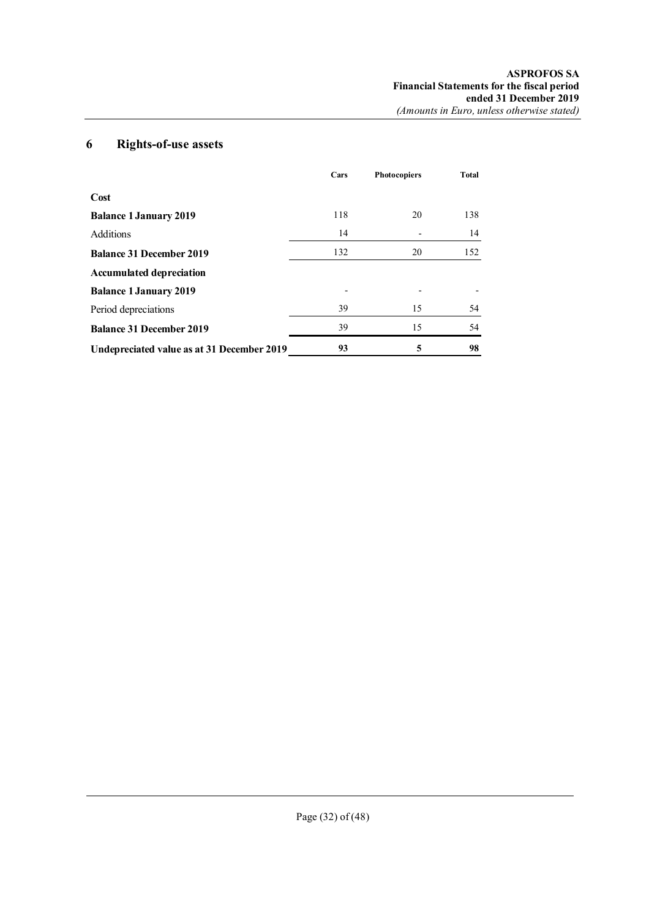## 6 Rights-of-use assets

| | Cars | Photocopiers | Total |
|---|---|---|---|
| **Cost** | | | |
| **Balance 1 January 2019** | 118 | 20 | 138 |
| Additions | 14 | - | 14 |
| **Balance 31 December 2019** | 132 | 20 | 152 |
| **Accumulated depreciation** | | | |
| **Balance 1 January 2019** | - | - | - |
| Period depreciations | 39 | 15 | 54 |
| **Balance 31 December 2019** | 39 | 15 | 54 |
| **Undepreciated value as at 31 December 2019** | **93** | **5** | **98** |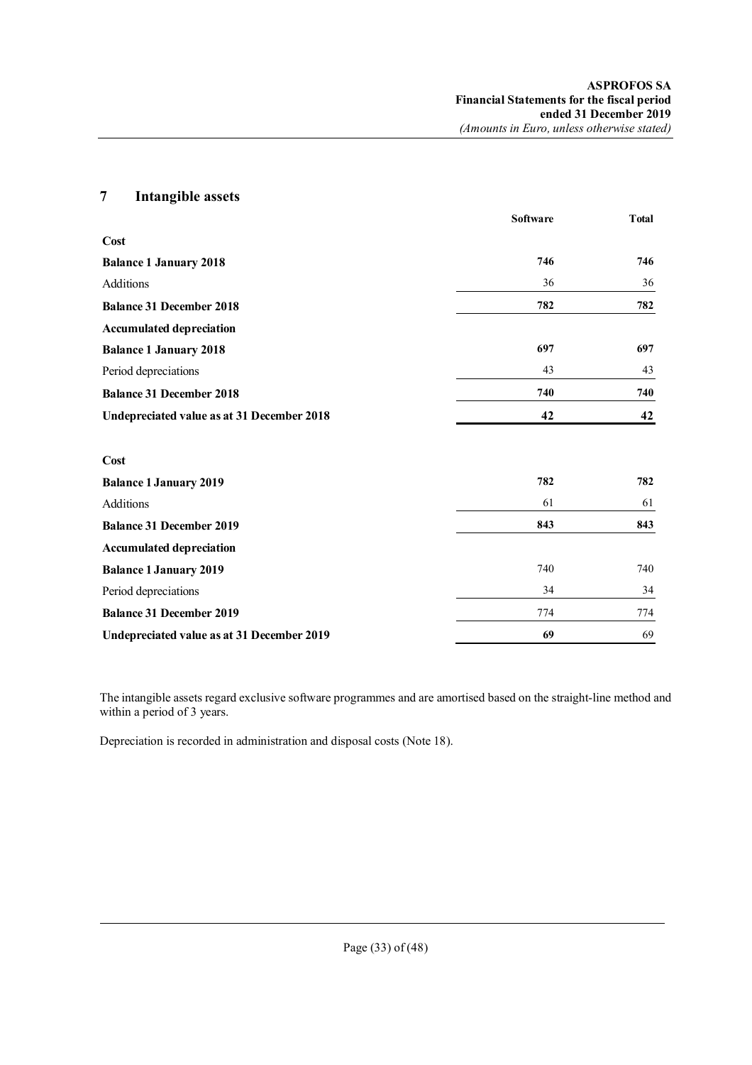## 7 Intangible assets

| | Software | Total |
|---|---|---|
| **Cost** | | |
| **Balance 1 January 2018** | **746** | **746** |
| Additions | 36 | 36 |
| **Balance 31 December 2018** | **782** | **782** |
| **Accumulated depreciation** | | |
| **Balance 1 January 2018** | **697** | **697** |
| Period depreciations | 43 | 43 |
| **Balance 31 December 2018** | **740** | **740** |
| **Undepreciated value as at 31 December 2018** | **42** | **42** |
| | | |
| **Cost** | | |
| **Balance 1 January 2019** | **782** | **782** |
| Additions | 61 | 61 |
| **Balance 31 December 2019** | **843** | **843** |
| **Accumulated depreciation** | | |
| **Balance 1 January 2019** | 740 | 740 |
| Period depreciations | 34 | 34 |
| **Balance 31 December 2019** | 774 | 774 |
| **Undepreciated value as at 31 December 2019** | **69** | 69 |

The intangible assets regard exclusive software programmes and are amortised based on the straight-line method and within a period of 3 years.

Depreciation is recorded in administration and disposal costs (Note 18).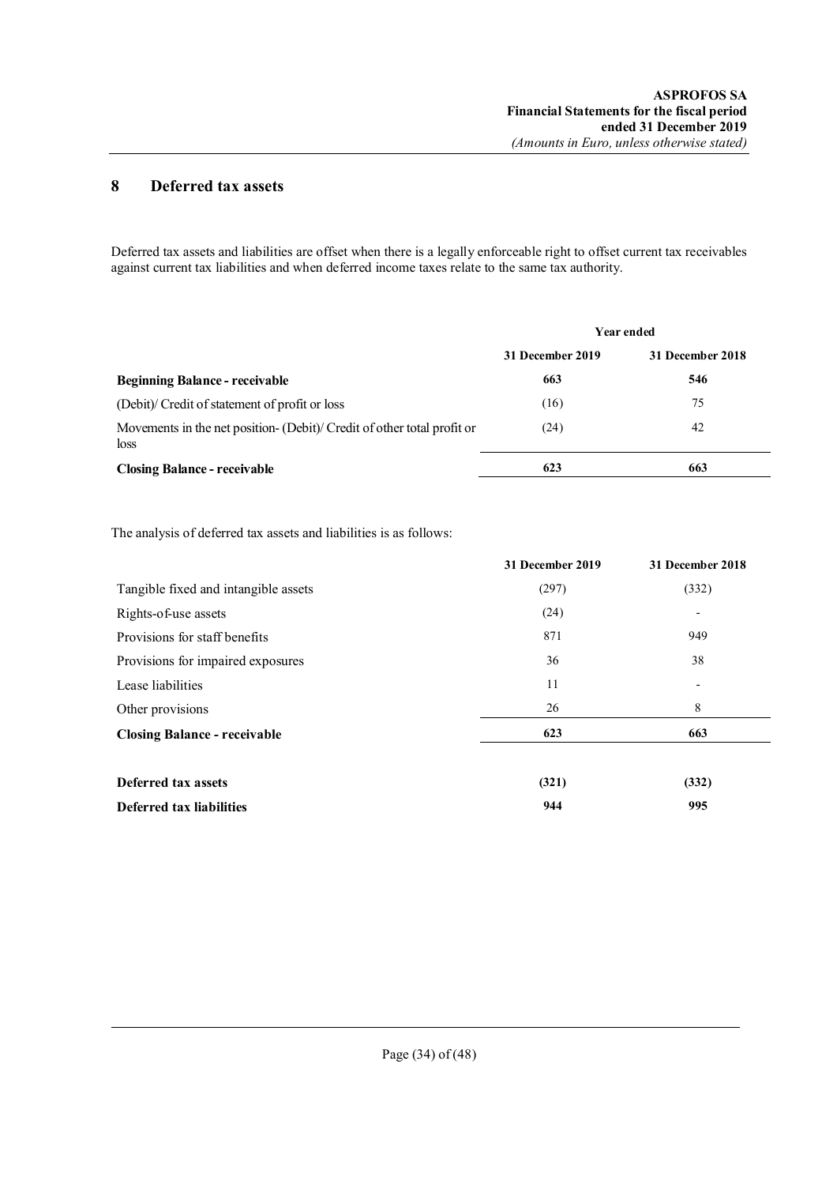## 8 Deferred tax assets

Deferred tax assets and liabilities are offset when there is a legally enforceable right to offset current tax receivables against current tax liabilities and when deferred income taxes relate to the same tax authority.

| | Year ended | |
|---|---|---|
| | **31 December 2019** | **31 December 2018** |
| **Beginning Balance - receivable** | **663** | **546** |
| (Debit)/ Credit of statement of profit or loss | (16) | 75 |
| Movements in the net position- (Debit)/ Credit of other total profit or loss | (24) | 42 |
| **Closing Balance - receivable** | **623** | **663** |

The analysis of deferred tax assets and liabilities is as follows:

| | **31 December 2019** | **31 December 2018** |
|---|---|---|
| Tangible fixed and intangible assets | (297) | (332) |
| Rights-of-use assets | (24) | - |
| Provisions for staff benefits | 871 | 949 |
| Provisions for impaired exposures | 36 | 38 |
| Lease liabilities | 11 | - |
| Other provisions | 26 | 8 |
| **Closing Balance - receivable** | **623** | **663** |
| | | |
| **Deferred tax assets** | **(321)** | **(332)** |
| **Deferred tax liabilities** | **944** | **995** |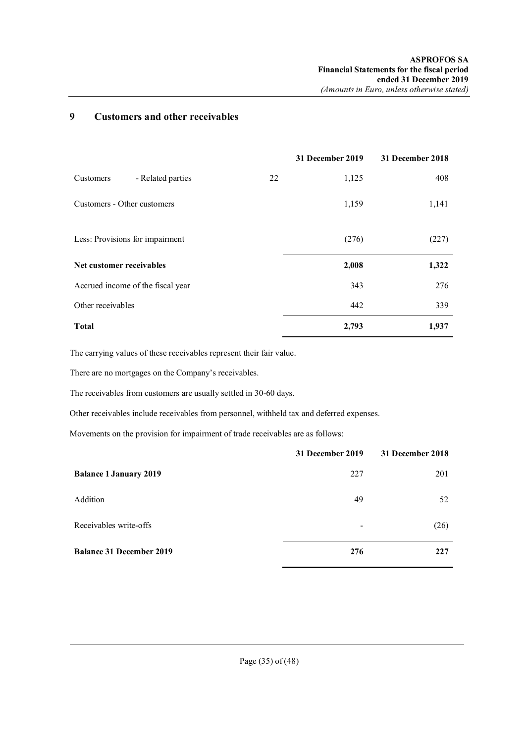## 9 Customers and other receivables

| | | 31 December 2019 | 31 December 2018 |
|---|---|---|---|
| Customers - Related parties | 22 | 1,125 | 408 |
| Customers - Other customers | | 1,159 | 1,141 |
| Less: Provisions for impairment | | (276) | (227) |
| **Net customer receivables** | | **2,008** | **1,322** |
| Accrued income of the fiscal year | | 343 | 276 |
| Other receivables | | 442 | 339 |
| **Total** | | **2,793** | **1,937** |

The carrying values of these receivables represent their fair value.

There are no mortgages on the Company's receivables.

The receivables from customers are usually settled in 30-60 days.

Other receivables include receivables from personnel, withheld tax and deferred expenses.

Movements on the provision for impairment of trade receivables are as follows:

| | 31 December 2019 | 31 December 2018 |
|---|---|---|
| **Balance 1 January 2019** | 227 | 201 |
| Addition | 49 | 52 |
| Receivables write-offs | - | (26) |
| **Balance 31 December 2019** | **276** | **227** |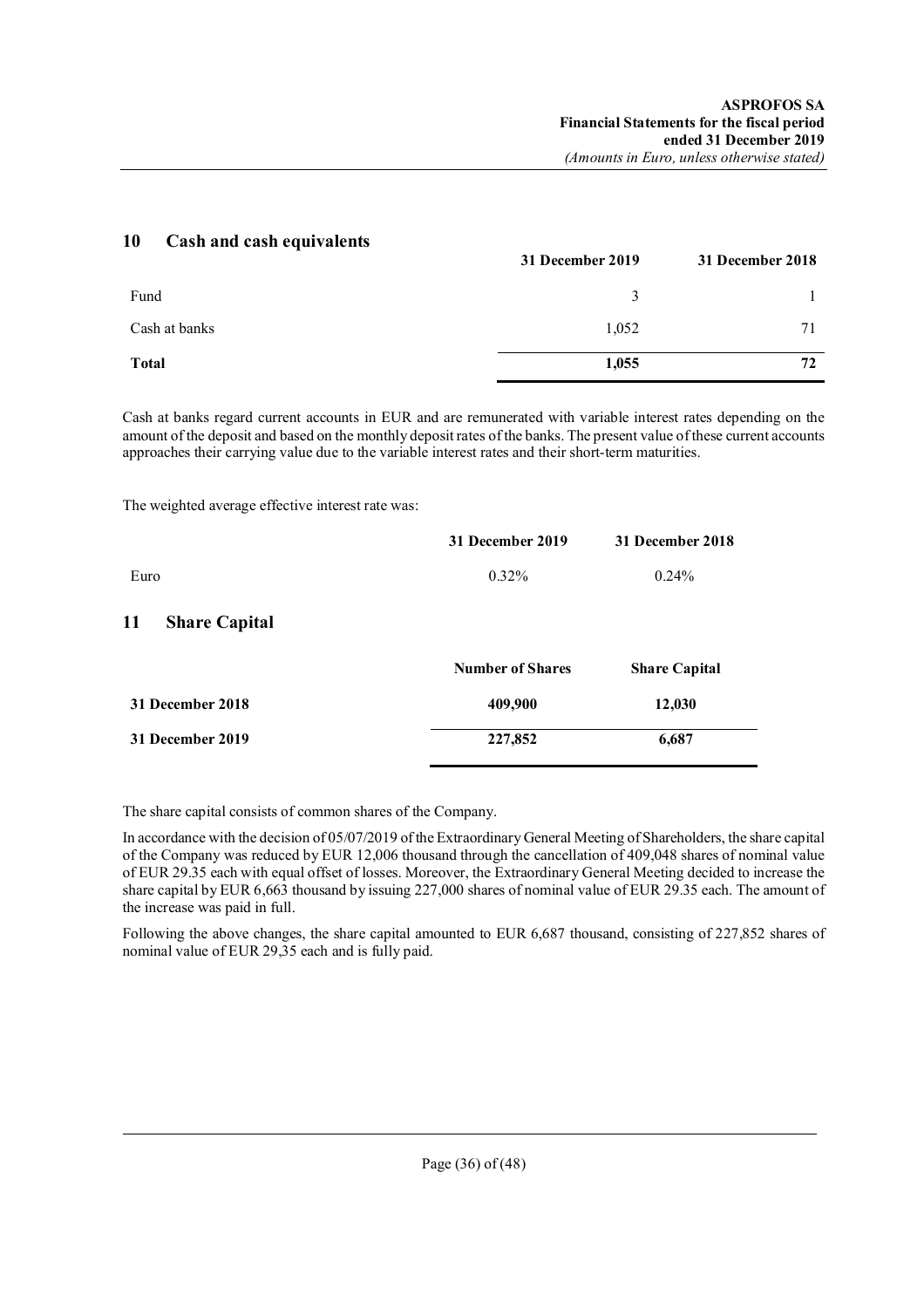## 10 Cash and cash equivalents

| | 31 December 2019 | 31 December 2018 |
|---|---|---|
| Fund | 3 | 1 |
| Cash at banks | 1,052 | 71 |
| **Total** | **1,055** | **72** |

Cash at banks regard current accounts in EUR and are remunerated with variable interest rates depending on the amount of the deposit and based on the monthly deposit rates of the banks. The present value of these current accounts approaches their carrying value due to the variable interest rates and their short-term maturities.

The weighted average effective interest rate was:

| | 31 December 2019 | 31 December 2018 |
|---|---|---|
| Euro | 0.32% | 0.24% |

## 11 Share Capital

| | Number of Shares | Share Capital |
|---|---|---|
| **31 December 2018** | **409,900** | **12,030** |
| **31 December 2019** | **227,852** | **6,687** |

The share capital consists of common shares of the Company.

In accordance with the decision of 05/07/2019 of the Extraordinary General Meeting of Shareholders, the share capital of the Company was reduced by EUR 12,006 thousand through the cancellation of 409,048 shares of nominal value of EUR 29.35 each with equal offset of losses. Moreover, the Extraordinary General Meeting decided to increase the share capital by EUR 6,663 thousand by issuing 227,000 shares of nominal value of EUR 29.35 each. The amount of the increase was paid in full.

Following the above changes, the share capital amounted to EUR 6,687 thousand, consisting of 227,852 shares of nominal value of EUR 29,35 each and is fully paid.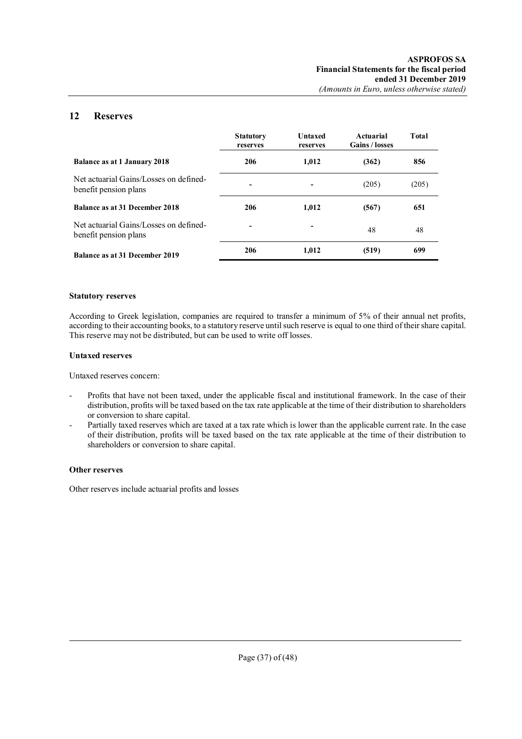## 12 Reserves

| | Statutory reserves | Untaxed reserves | Actuarial Gains / losses | Total |
|---|---|---|---|---|
| **Balance as at 1 January 2018** | **206** | **1,012** | **(362)** | **856** |
| Net actuarial Gains/Losses on defined-benefit pension plans | - | - | (205) | (205) |
| **Balance as at 31 December 2018** | **206** | **1,012** | **(567)** | **651** |
| Net actuarial Gains/Losses on defined-benefit pension plans | - | - | 48 | 48 |
| **Balance as at 31 December 2019** | **206** | **1,012** | **(519)** | **699** |

**Statutory reserves**

According to Greek legislation, companies are required to transfer a minimum of 5% of their annual net profits, according to their accounting books, to a statutory reserve until such reserve is equal to one third of their share capital. This reserve may not be distributed, but can be used to write off losses.

**Untaxed reserves**

Untaxed reserves concern:

- Profits that have not been taxed, under the applicable fiscal and institutional framework. In the case of their distribution, profits will be taxed based on the tax rate applicable at the time of their distribution to shareholders or conversion to share capital.
- Partially taxed reserves which are taxed at a tax rate which is lower than the applicable current rate. In the case of their distribution, profits will be taxed based on the tax rate applicable at the time of their distribution to shareholders or conversion to share capital.

**Other reserves**

Other reserves include actuarial profits and losses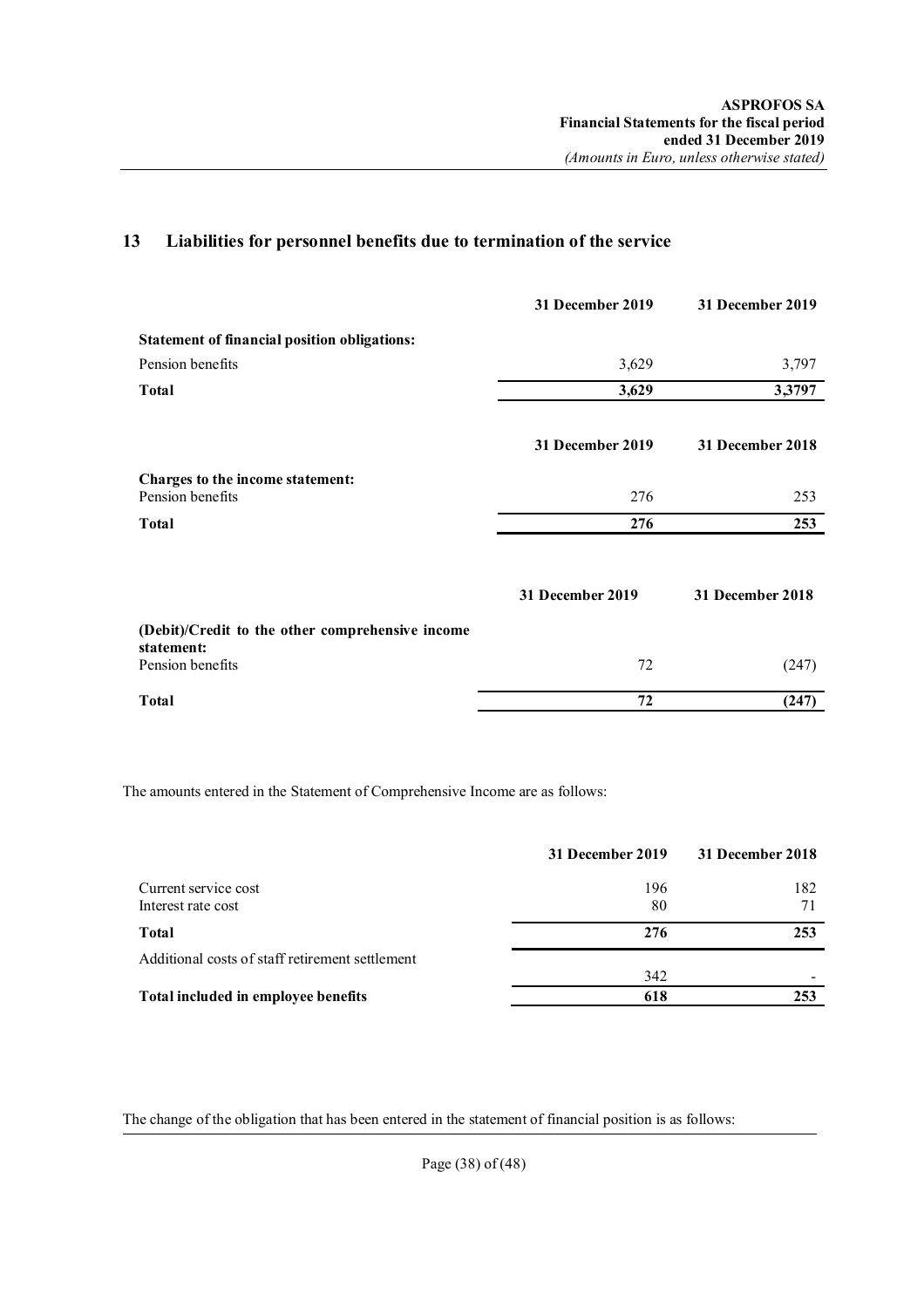## 13 Liabilities for personnel benefits due to termination of the service

| | 31 December 2019 | 31 December 2019 |
|---|---|---|
| **Statement of financial position obligations:** | | |
| Pension benefits | 3,629 | 3,797 |
| **Total** | **3,629** | **3,3797** |

| | 31 December 2019 | 31 December 2018 |
|---|---|---|
| **Charges to the income statement:** | | |
| Pension benefits | 276 | 253 |
| **Total** | **276** | **253** |

| | 31 December 2019 | 31 December 2018 |
|---|---|---|
| **(Debit)/Credit to the other comprehensive income statement:** | | |
| Pension benefits | 72 | (247) |
| **Total** | **72** | **(247)** |

The amounts entered in the Statement of Comprehensive Income are as follows:

| | 31 December 2019 | 31 December 2018 |
|---|---|---|
| Current service cost | 196 | 182 |
| Interest rate cost | 80 | 71 |
| **Total** | **276** | **253** |
| Additional costs of staff retirement settlement | 342 | - |
| **Total included in employee benefits** | **618** | **253** |

The change of the obligation that has been entered in the statement of financial position is as follows: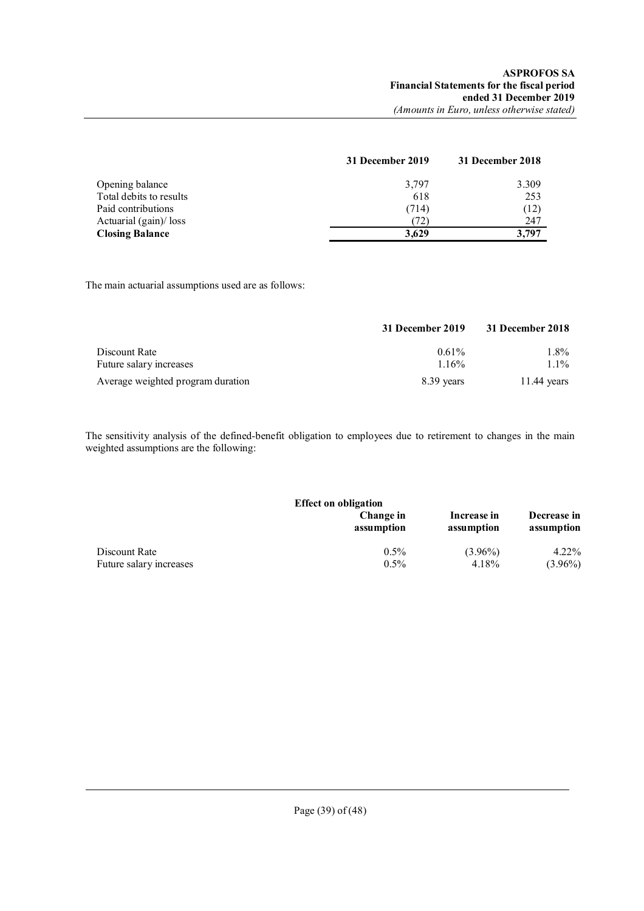| | 31 December 2019 | 31 December 2018 |
|---|---|---|
| Opening balance | 3,797 | 3.309 |
| Total debits to results | 618 | 253 |
| Paid contributions | (714) | (12) |
| Actuarial (gain)/ loss | (72) | 247 |
| **Closing Balance** | **3,629** | **3,797** |

The main actuarial assumptions used are as follows:

| | 31 December 2019 | 31 December 2018 |
|---|---|---|
| Discount Rate | 0.61% | 1.8% |
| Future salary increases | 1.16% | 1.1% |
| Average weighted program duration | 8.39 years | 11.44 years |

The sensitivity analysis of the defined-benefit obligation to employees due to retirement to changes in the main weighted assumptions are the following:

| | Effect on obligation | | |
|---|---|---|---|
| | Change in assumption | Increase in assumption | Decrease in assumption |
| Discount Rate | 0.5% | (3.96%) | 4.22% |
| Future salary increases | 0.5% | 4.18% | (3.96%) |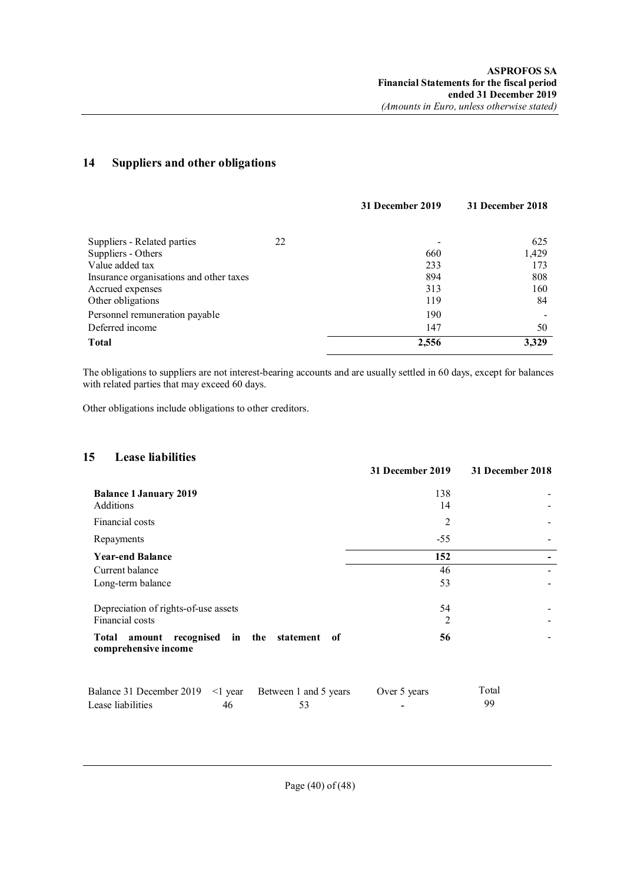## 14 Suppliers and other obligations

| | | 31 December 2019 | 31 December 2018 |
|---|---|---|---|
| Suppliers - Related parties | 22 | - | 625 |
| Suppliers - Others | | 660 | 1,429 |
| Value added tax | | 233 | 173 |
| Insurance organisations and other taxes | | 894 | 808 |
| Accrued expenses | | 313 | 160 |
| Other obligations | | 119 | 84 |
| Personnel remuneration payable | | 190 | - |
| Deferred income | | 147 | 50 |
| **Total** | | **2,556** | **3,329** |

The obligations to suppliers are not interest-bearing accounts and are usually settled in 60 days, except for balances with related parties that may exceed 60 days.

Other obligations include obligations to other creditors.

## 15 Lease liabilities

| | 31 December 2019 | 31 December 2018 |
|---|---|---|
| **Balance 1 January 2019** | 138 | - |
| Additions | 14 | - |
| Financial costs | 2 | - |
| Repayments | -55 | - |
| **Year-end Balance** | **152** | **-** |
| Current balance | 46 | - |
| Long-term balance | 53 | - |
| | | |
| Depreciation of rights-of-use assets | 54 | - |
| Financial costs | 2 | - |
| **Total amount recognised in the statement of comprehensive income** | **56** | - |

| Balance 31 December 2019 | <1 year | Between 1 and 5 years | Over 5 years | Total |
|---|---|---|---|---|
| Lease liabilities | 46 | 53 | - | 99 |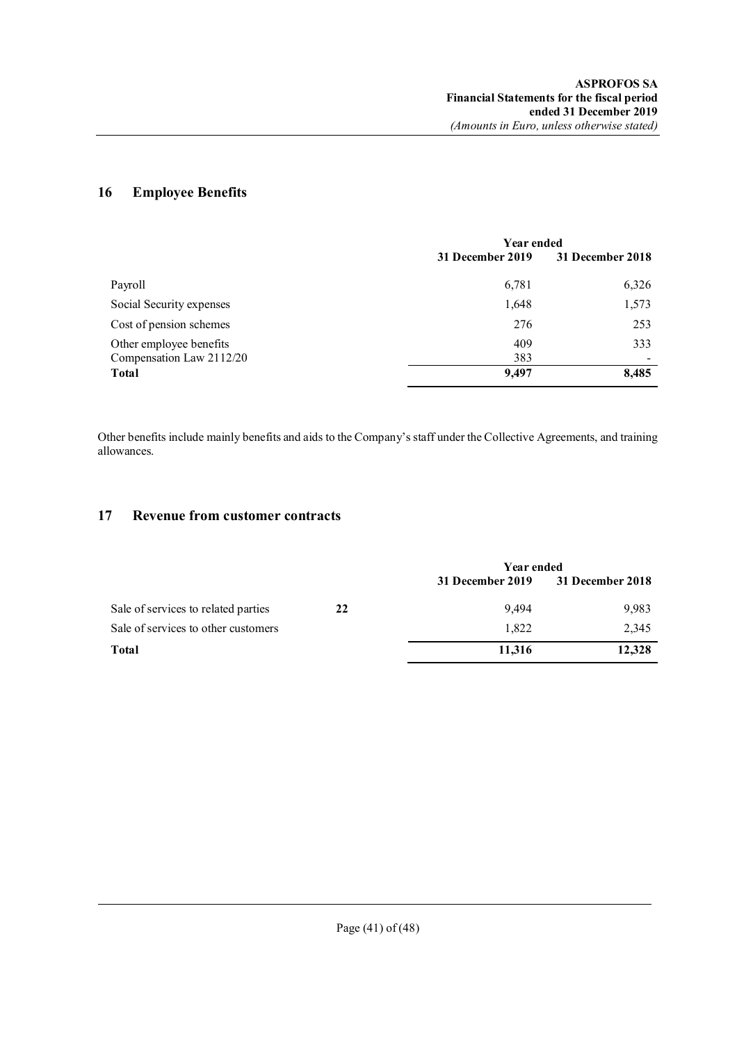## 16 Employee Benefits

| | Year ended 31 December 2019 | Year ended 31 December 2018 |
|---|---|---|
| Payroll | 6,781 | 6,326 |
| Social Security expenses | 1,648 | 1,573 |
| Cost of pension schemes | 276 | 253 |
| Other employee benefits | 409 | 333 |
| Compensation Law 2112/20 | 383 | - |
| **Total** | **9,497** | **8,485** |

Other benefits include mainly benefits and aids to the Company's staff under the Collective Agreements, and training allowances.

## 17 Revenue from customer contracts

| | | Year ended 31 December 2019 | Year ended 31 December 2018 |
|---|---|---|---|
| Sale of services to related parties | **22** | 9,494 | 9,983 |
| Sale of services to other customers | | 1,822 | 2,345 |
| **Total** | | **11,316** | **12,328** |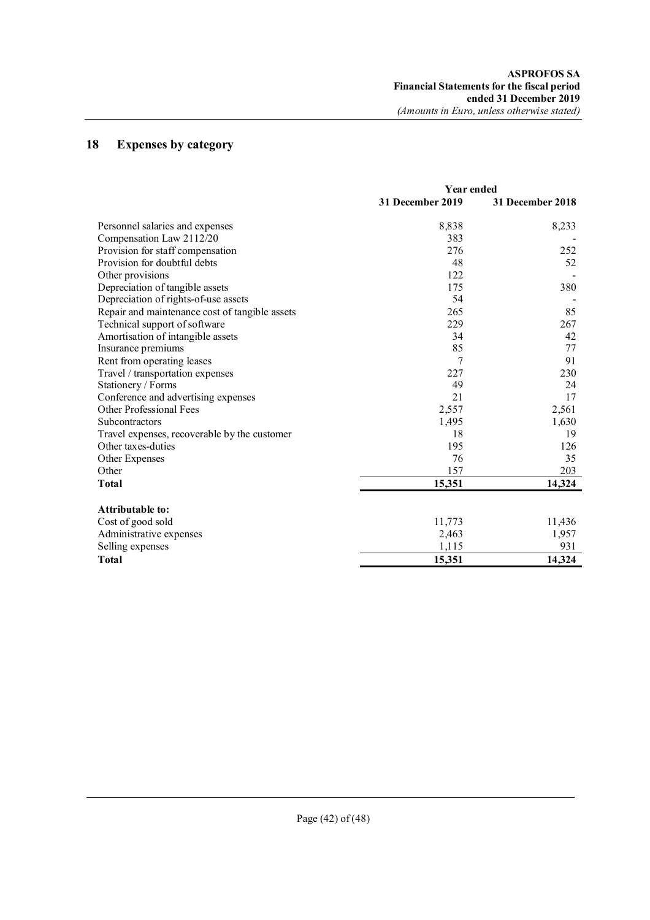## 18 Expenses by category

| | Year ended | |
|---|---|---|
| | **31 December 2019** | **31 December 2018** |
| Personnel salaries and expenses | 8,838 | 8,233 |
| Compensation Law 2112/20 | 383 | - |
| Provision for staff compensation | 276 | 252 |
| Provision for doubtful debts | 48 | 52 |
| Other provisions | 122 | - |
| Depreciation of tangible assets | 175 | 380 |
| Depreciation of rights-of-use assets | 54 | - |
| Repair and maintenance cost of tangible assets | 265 | 85 |
| Technical support of software | 229 | 267 |
| Amortisation of intangible assets | 34 | 42 |
| Insurance premiums | 85 | 77 |
| Rent from operating leases | 7 | 91 |
| Travel / transportation expenses | 227 | 230 |
| Stationery / Forms | 49 | 24 |
| Conference and advertising expenses | 21 | 17 |
| Other Professional Fees | 2,557 | 2,561 |
| Subcontractors | 1,495 | 1,630 |
| Travel expenses, recoverable by the customer | 18 | 19 |
| Other taxes-duties | 195 | 126 |
| Other Expenses | 76 | 35 |
| Other | 157 | 203 |
| **Total** | **15,351** | **14,324** |
| | | |
| **Attributable to:** | | |
| Cost of good sold | 11,773 | 11,436 |
| Administrative expenses | 2,463 | 1,957 |
| Selling expenses | 1,115 | 931 |
| **Total** | **15,351** | **14,324** |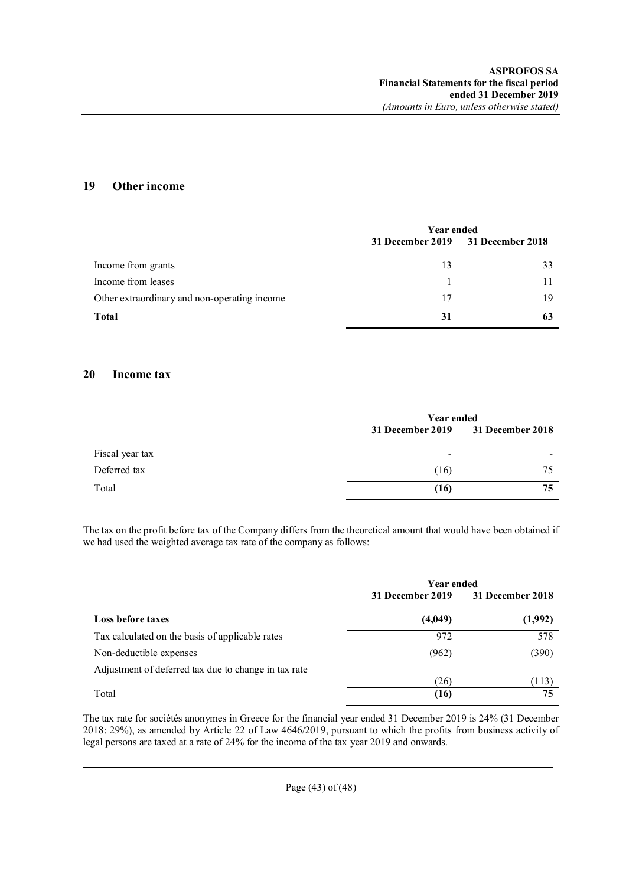## 19 Other income

| | Year ended | |
|---|---|---|
| | 31 December 2019 | 31 December 2018 |
| Income from grants | 13 | 33 |
| Income from leases | 1 | 11 |
| Other extraordinary and non-operating income | 17 | 19 |
| **Total** | **31** | **63** |

## 20 Income tax

| | Year ended | |
|---|---|---|
| | 31 December 2019 | 31 December 2018 |
| Fiscal year tax | - | - |
| Deferred tax | (16) | 75 |
| Total | **(16)** | **75** |

The tax on the profit before tax of the Company differs from the theoretical amount that would have been obtained if we had used the weighted average tax rate of the company as follows:

| | Year ended | |
|---|---|---|
| | 31 December 2019 | 31 December 2018 |
| **Loss before taxes** | **(4,049)** | **(1,992)** |
| Tax calculated on the basis of applicable rates | 972 | 578 |
| Non-deductible expenses | (962) | (390) |
| Adjustment of deferred tax due to change in tax rate | (26) | (113) |
| Total | **(16)** | **75** |

The tax rate for sociétés anonymes in Greece for the financial year ended 31 December 2019 is 24% (31 December 2018: 29%), as amended by Article 22 of Law 4646/2019, pursuant to which the profits from business activity of legal persons are taxed at a rate of 24% for the income of the tax year 2019 and onwards.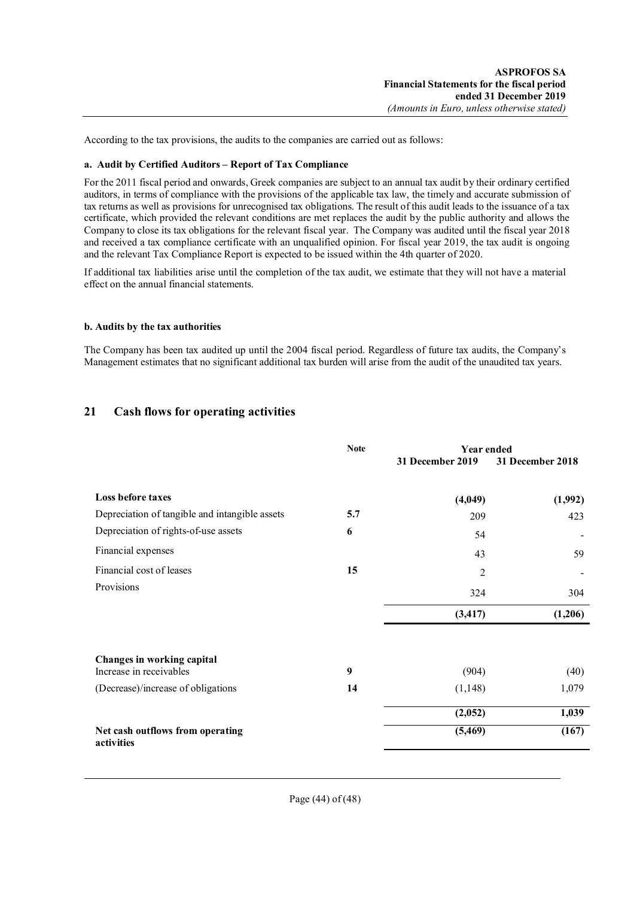According to the tax provisions, the audits to the companies are carried out as follows:

**a. Audit by Certified Auditors – Report of Tax Compliance**

For the 2011 fiscal period and onwards, Greek companies are subject to an annual tax audit by their ordinary certified auditors, in terms of compliance with the provisions of the applicable tax law, the timely and accurate submission of tax returns as well as provisions for unrecognised tax obligations. The result of this audit leads to the issuance of a tax certificate, which provided the relevant conditions are met replaces the audit by the public authority and allows the Company to close its tax obligations for the relevant fiscal year. The Company was audited until the fiscal year 2018 and received a tax compliance certificate with an unqualified opinion. For fiscal year 2019, the tax audit is ongoing and the relevant Tax Compliance Report is expected to be issued within the 4th quarter of 2020.

If additional tax liabilities arise until the completion of the tax audit, we estimate that they will not have a material effect on the annual financial statements.

**b. Audits by the tax authorities**

The Company has been tax audited up until the 2004 fiscal period. Regardless of future tax audits, the Company's Management estimates that no significant additional tax burden will arise from the audit of the unaudited tax years.

## 21 Cash flows for operating activities

| | Note | Year ended | |
|---|---|---|---|
| | | 31 December 2019 | 31 December 2018 |
| **Loss before taxes** | | **(4,049)** | **(1,992)** |
| Depreciation of tangible and intangible assets | 5.7 | 209 | 423 |
| Depreciation of rights-of-use assets | 6 | 54 | - |
| Financial expenses | | 43 | 59 |
| Financial cost of leases | 15 | 2 | - |
| Provisions | | 324 | 304 |
| | | **(3,417)** | **(1,206)** |
| **Changes in working capital** | | | |
| Increase in receivables | 9 | (904) | (40) |
| (Decrease)/increase of obligations | 14 | (1,148) | 1,079 |
| | | **(2,052)** | **1,039** |
| **Net cash outflows from operating activities** | | **(5,469)** | **(167)** |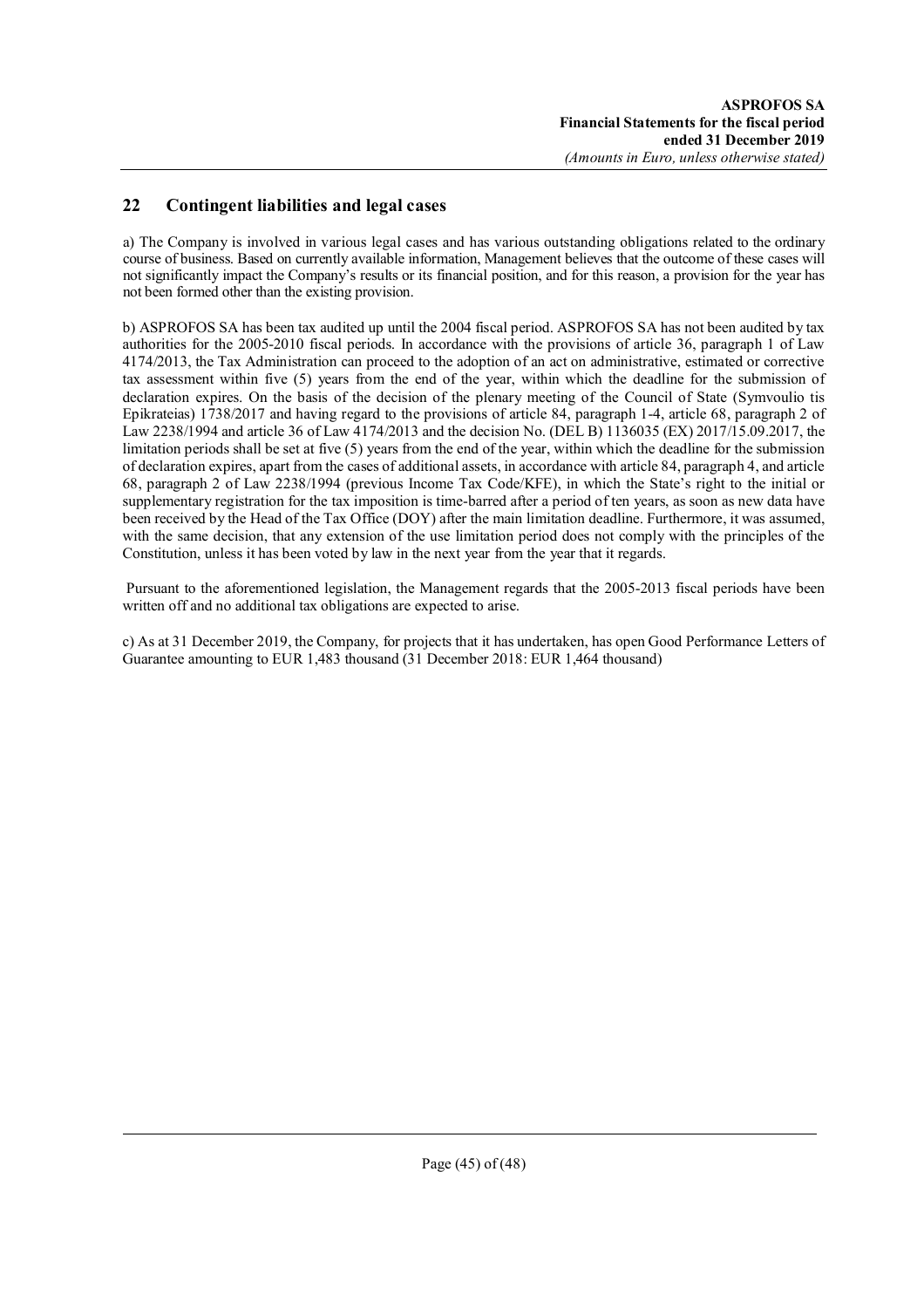## 22 Contingent liabilities and legal cases

a) The Company is involved in various legal cases and has various outstanding obligations related to the ordinary course of business. Based on currently available information, Management believes that the outcome of these cases will not significantly impact the Company's results or its financial position, and for this reason, a provision for the year has not been formed other than the existing provision.

b) ASPROFOS SA has been tax audited up until the 2004 fiscal period. ASPROFOS SA has not been audited by tax authorities for the 2005-2010 fiscal periods. In accordance with the provisions of article 36, paragraph 1 of Law 4174/2013, the Tax Administration can proceed to the adoption of an act on administrative, estimated or corrective tax assessment within five (5) years from the end of the year, within which the deadline for the submission of declaration expires. On the basis of the decision of the plenary meeting of the Council of State (Symvoulio tis Epikrateias) 1738/2017 and having regard to the provisions of article 84, paragraph 1-4, article 68, paragraph 2 of Law 2238/1994 and article 36 of Law 4174/2013 and the decision No. (DEL B) 1136035 (EX) 2017/15.09.2017, the limitation periods shall be set at five (5) years from the end of the year, within which the deadline for the submission of declaration expires, apart from the cases of additional assets, in accordance with article 84, paragraph 4, and article 68, paragraph 2 of Law 2238/1994 (previous Income Tax Code/KFE), in which the State's right to the initial or supplementary registration for the tax imposition is time-barred after a period of ten years, as soon as new data have been received by the Head of the Tax Office (DOY) after the main limitation deadline. Furthermore, it was assumed, with the same decision, that any extension of the use limitation period does not comply with the principles of the Constitution, unless it has been voted by law in the next year from the year that it regards.

Pursuant to the aforementioned legislation, the Management regards that the 2005-2013 fiscal periods have been written off and no additional tax obligations are expected to arise.

c) As at 31 December 2019, the Company, for projects that it has undertaken, has open Good Performance Letters of Guarantee amounting to EUR 1,483 thousand (31 December 2018: EUR 1,464 thousand)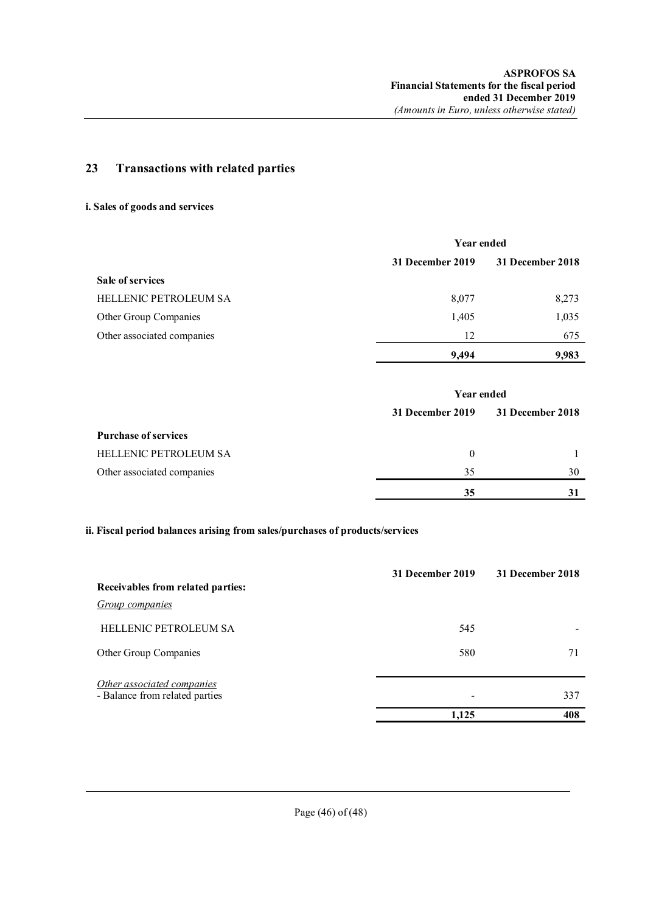## 23 Transactions with related parties

**i. Sales of goods and services**

| | Year ended | |
|---|---|---|
| | **31 December 2019** | **31 December 2018** |
| **Sale of services** | | |
| HELLENIC PETROLEUM SA | 8,077 | 8,273 |
| Other Group Companies | 1,405 | 1,035 |
| Other associated companies | 12 | 675 |
| | **9,494** | **9,983** |

| | Year ended | |
|---|---|---|
| | **31 December 2019** | **31 December 2018** |
| **Purchase of services** | | |
| HELLENIC PETROLEUM SA | 0 | 1 |
| Other associated companies | 35 | 30 |
| | **35** | **31** |

**ii. Fiscal period balances arising from sales/purchases of products/services**

| | **31 December 2019** | **31 December 2018** |
|---|---|---|
| **Receivables from related parties:** | | |
| *Group companies* | | |
| HELLENIC PETROLEUM SA | 545 | - |
| Other Group Companies | 580 | 71 |
| *Other associated companies* | | |
| - Balance from related parties | - | 337 |
| | **1,125** | **408** |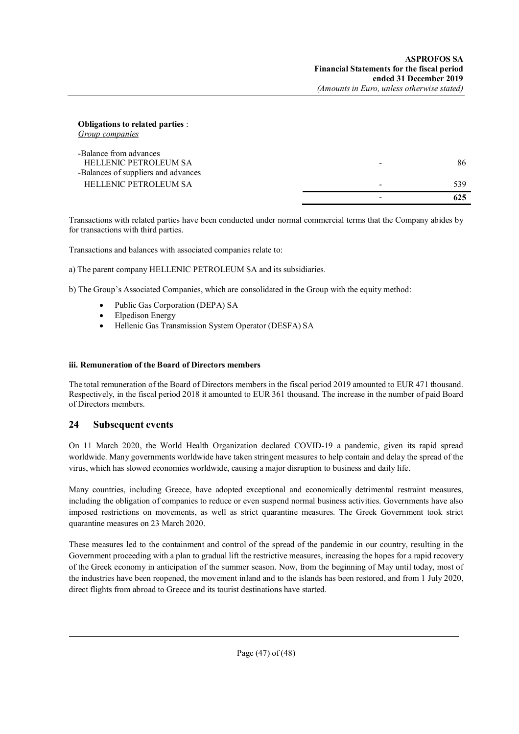**Obligations to related parties** :
*Group companies*

| | | |
|---|---|---|
| -Balance from advances | | |
| HELLENIC PETROLEUM SA | - | 86 |
| -Balances of suppliers and advances | | |
| HELLENIC PETROLEUM SA | - | 539 |
| | - | **625** |

Transactions with related parties have been conducted under normal commercial terms that the Company abides by for transactions with third parties.

Transactions and balances with associated companies relate to:

a) The parent company HELLENIC PETROLEUM SA and its subsidiaries.

b) The Group's Associated Companies, which are consolidated in the Group with the equity method:

- Public Gas Corporation (DEPA) SA
- Elpedison Energy
- Hellenic Gas Transmission System Operator (DESFA) SA

**iii. Remuneration of the Board of Directors members**

The total remuneration of the Board of Directors members in the fiscal period 2019 amounted to EUR 471 thousand. Respectively, in the fiscal period 2018 it amounted to EUR 361 thousand. The increase in the number of paid Board of Directors members.

## 24 Subsequent events

On 11 March 2020, the World Health Organization declared COVID-19 a pandemic, given its rapid spread worldwide. Many governments worldwide have taken stringent measures to help contain and delay the spread of the virus, which has slowed economies worldwide, causing a major disruption to business and daily life.

Many countries, including Greece, have adopted exceptional and economically detrimental restraint measures, including the obligation of companies to reduce or even suspend normal business activities. Governments have also imposed restrictions on movements, as well as strict quarantine measures. The Greek Government took strict quarantine measures on 23 March 2020.

These measures led to the containment and control of the spread of the pandemic in our country, resulting in the Government proceeding with a plan to gradual lift the restrictive measures, increasing the hopes for a rapid recovery of the Greek economy in anticipation of the summer season. Now, from the beginning of May until today, most of the industries have been reopened, the movement inland and to the islands has been restored, and from 1 July 2020, direct flights from abroad to Greece and its tourist destinations have started.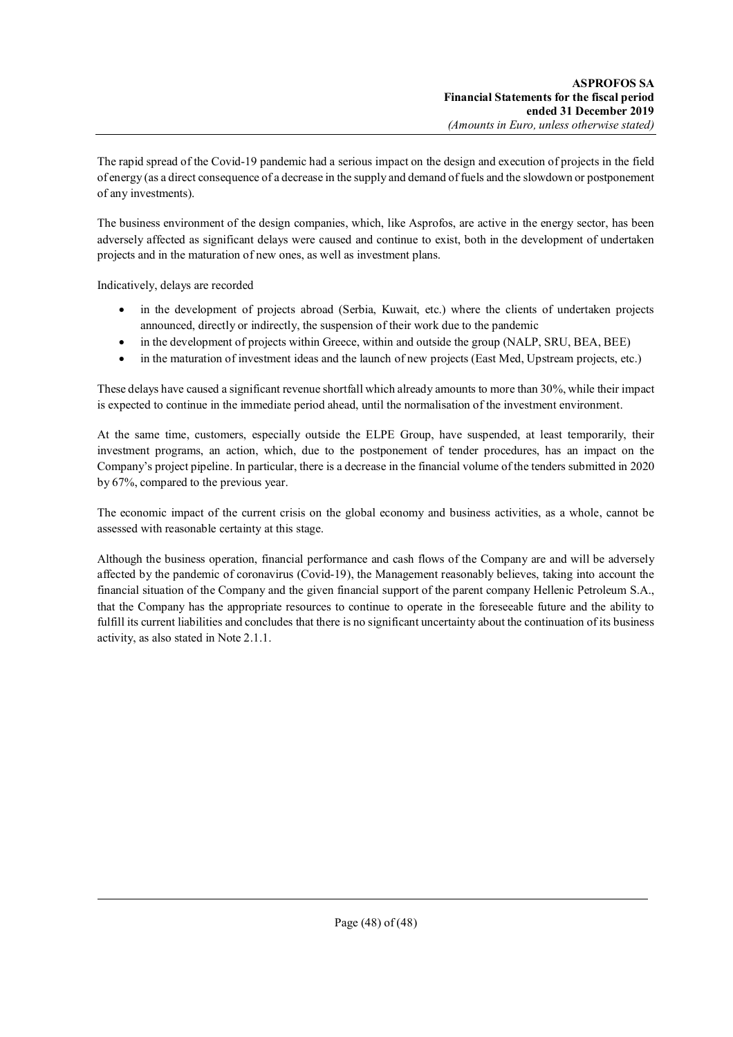The rapid spread of the Covid-19 pandemic had a serious impact on the design and execution of projects in the field of energy (as a direct consequence of a decrease in the supply and demand of fuels and the slowdown or postponement of any investments).

The business environment of the design companies, which, like Asprofos, are active in the energy sector, has been adversely affected as significant delays were caused and continue to exist, both in the development of undertaken projects and in the maturation of new ones, as well as investment plans.

Indicatively, delays are recorded

- in the development of projects abroad (Serbia, Kuwait, etc.) where the clients of undertaken projects announced, directly or indirectly, the suspension of their work due to the pandemic
- in the development of projects within Greece, within and outside the group (NALP, SRU, BEA, BEE)
- in the maturation of investment ideas and the launch of new projects (East Med, Upstream projects, etc.)

These delays have caused a significant revenue shortfall which already amounts to more than 30%, while their impact is expected to continue in the immediate period ahead, until the normalisation of the investment environment.

At the same time, customers, especially outside the ELPE Group, have suspended, at least temporarily, their investment programs, an action, which, due to the postponement of tender procedures, has an impact on the Company's project pipeline. In particular, there is a decrease in the financial volume of the tenders submitted in 2020 by 67%, compared to the previous year.

The economic impact of the current crisis on the global economy and business activities, as a whole, cannot be assessed with reasonable certainty at this stage.

Although the business operation, financial performance and cash flows of the Company are and will be adversely affected by the pandemic of coronavirus (Covid-19), the Management reasonably believes, taking into account the financial situation of the Company and the given financial support of the parent company Hellenic Petroleum S.A., that the Company has the appropriate resources to continue to operate in the foreseeable future and the ability to fulfill its current liabilities and concludes that there is no significant uncertainty about the continuation of its business activity, as also stated in Note 2.1.1.